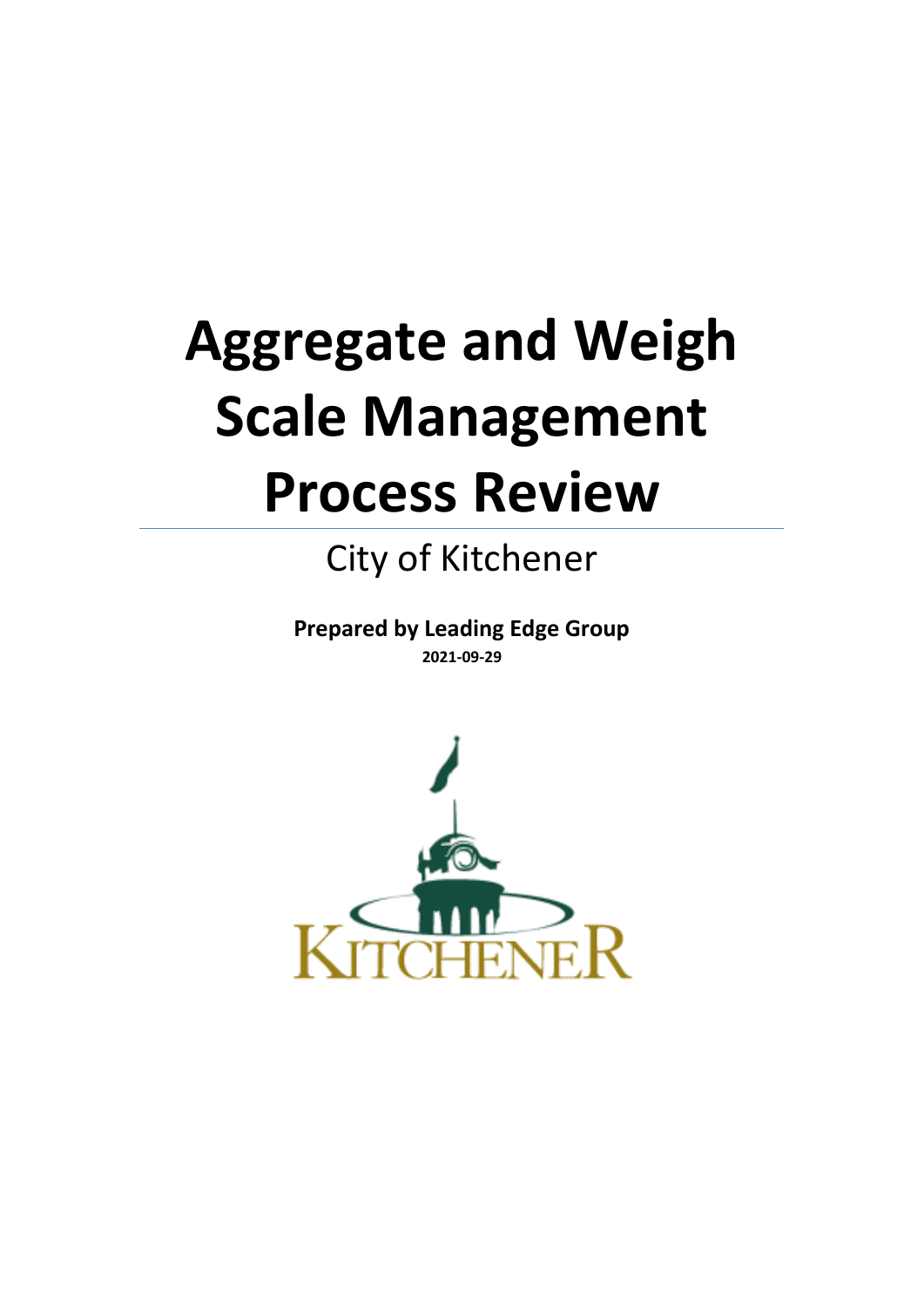# Aggregate and Weigh Scale Management Process Review

City of Kitchener

**Prepared by Leading Edge Group**

**2021-09-29**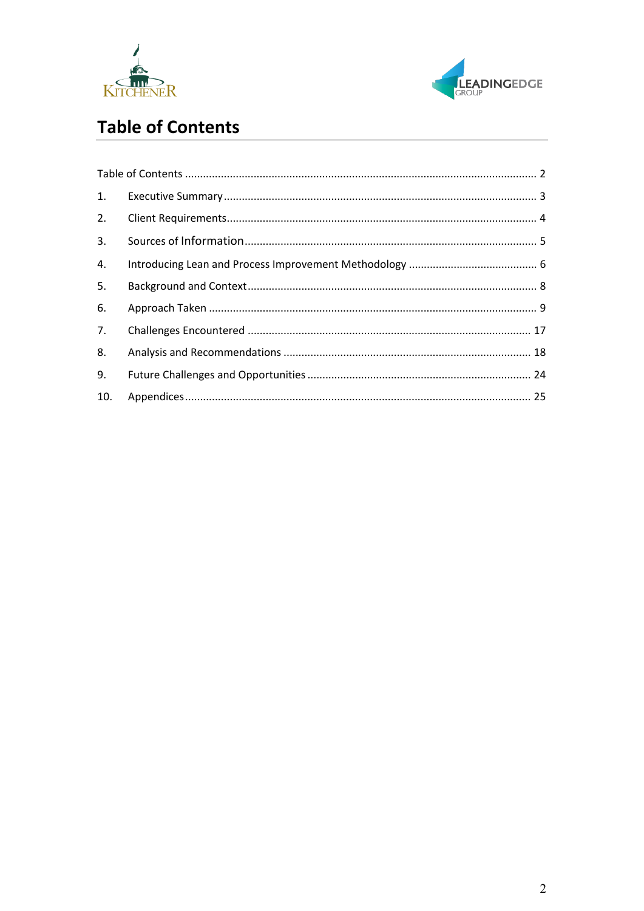# Table of Contents

Table of Contents ........................................................................................................ 2

1. Executive Summary ........................................................................................... 3
2. Client Requirements .......................................................................................... 4
3. Sources of Information ...................................................................................... 5
4. Introducing Lean and Process Improvement Methodology ............................... 6
5. Background and Context ................................................................................... 8
6. Approach Taken ................................................................................................ 9
7. Challenges Encountered .................................................................................. 17
8. Analysis and Recommendations ...................................................................... 18
9. Future Challenges and Opportunities .............................................................. 24
10. Appendices ...................................................................................................... 25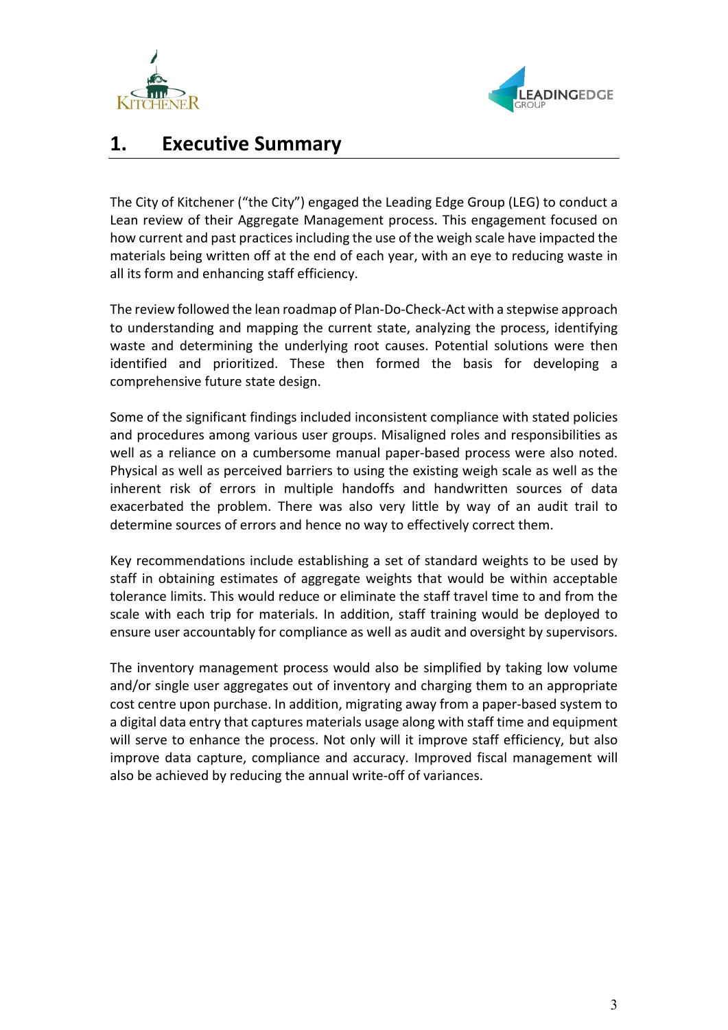# 1. Executive Summary

The City of Kitchener ("the City") engaged the Leading Edge Group (LEG) to conduct a Lean review of their Aggregate Management process. This engagement focused on how current and past practices including the use of the weigh scale have impacted the materials being written off at the end of each year, with an eye to reducing waste in all its form and enhancing staff efficiency.

The review followed the lean roadmap of Plan-Do-Check-Act with a stepwise approach to understanding and mapping the current state, analyzing the process, identifying waste and determining the underlying root causes. Potential solutions were then identified and prioritized. These then formed the basis for developing a comprehensive future state design.

Some of the significant findings included inconsistent compliance with stated policies and procedures among various user groups. Misaligned roles and responsibilities as well as a reliance on a cumbersome manual paper-based process were also noted. Physical as well as perceived barriers to using the existing weigh scale as well as the inherent risk of errors in multiple handoffs and handwritten sources of data exacerbated the problem. There was also very little by way of an audit trail to determine sources of errors and hence no way to effectively correct them.

Key recommendations include establishing a set of standard weights to be used by staff in obtaining estimates of aggregate weights that would be within acceptable tolerance limits. This would reduce or eliminate the staff travel time to and from the scale with each trip for materials. In addition, staff training would be deployed to ensure user accountably for compliance as well as audit and oversight by supervisors.

The inventory management process would also be simplified by taking low volume and/or single user aggregates out of inventory and charging them to an appropriate cost centre upon purchase. In addition, migrating away from a paper-based system to a digital data entry that captures materials usage along with staff time and equipment will serve to enhance the process. Not only will it improve staff efficiency, but also improve data capture, compliance and accuracy. Improved fiscal management will also be achieved by reducing the annual write-off of variances.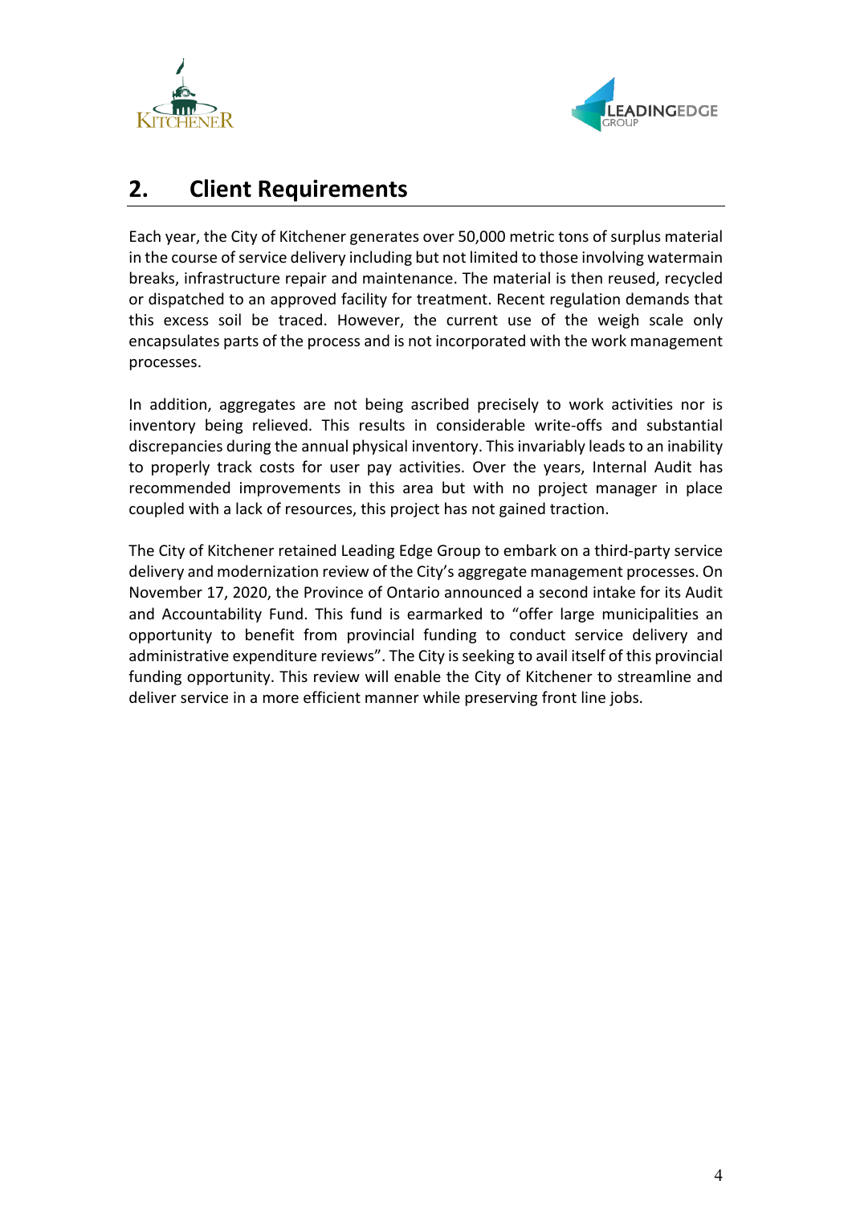## 2. Client Requirements

Each year, the City of Kitchener generates over 50,000 metric tons of surplus material in the course of service delivery including but not limited to those involving watermain breaks, infrastructure repair and maintenance. The material is then reused, recycled or dispatched to an approved facility for treatment. Recent regulation demands that this excess soil be traced. However, the current use of the weigh scale only encapsulates parts of the process and is not incorporated with the work management processes.

In addition, aggregates are not being ascribed precisely to work activities nor is inventory being relieved. This results in considerable write-offs and substantial discrepancies during the annual physical inventory. This invariably leads to an inability to properly track costs for user pay activities. Over the years, Internal Audit has recommended improvements in this area but with no project manager in place coupled with a lack of resources, this project has not gained traction.

The City of Kitchener retained Leading Edge Group to embark on a third-party service delivery and modernization review of the City's aggregate management processes. On November 17, 2020, the Province of Ontario announced a second intake for its Audit and Accountability Fund. This fund is earmarked to "offer large municipalities an opportunity to benefit from provincial funding to conduct service delivery and administrative expenditure reviews". The City is seeking to avail itself of this provincial funding opportunity. This review will enable the City of Kitchener to streamline and deliver service in a more efficient manner while preserving front line jobs.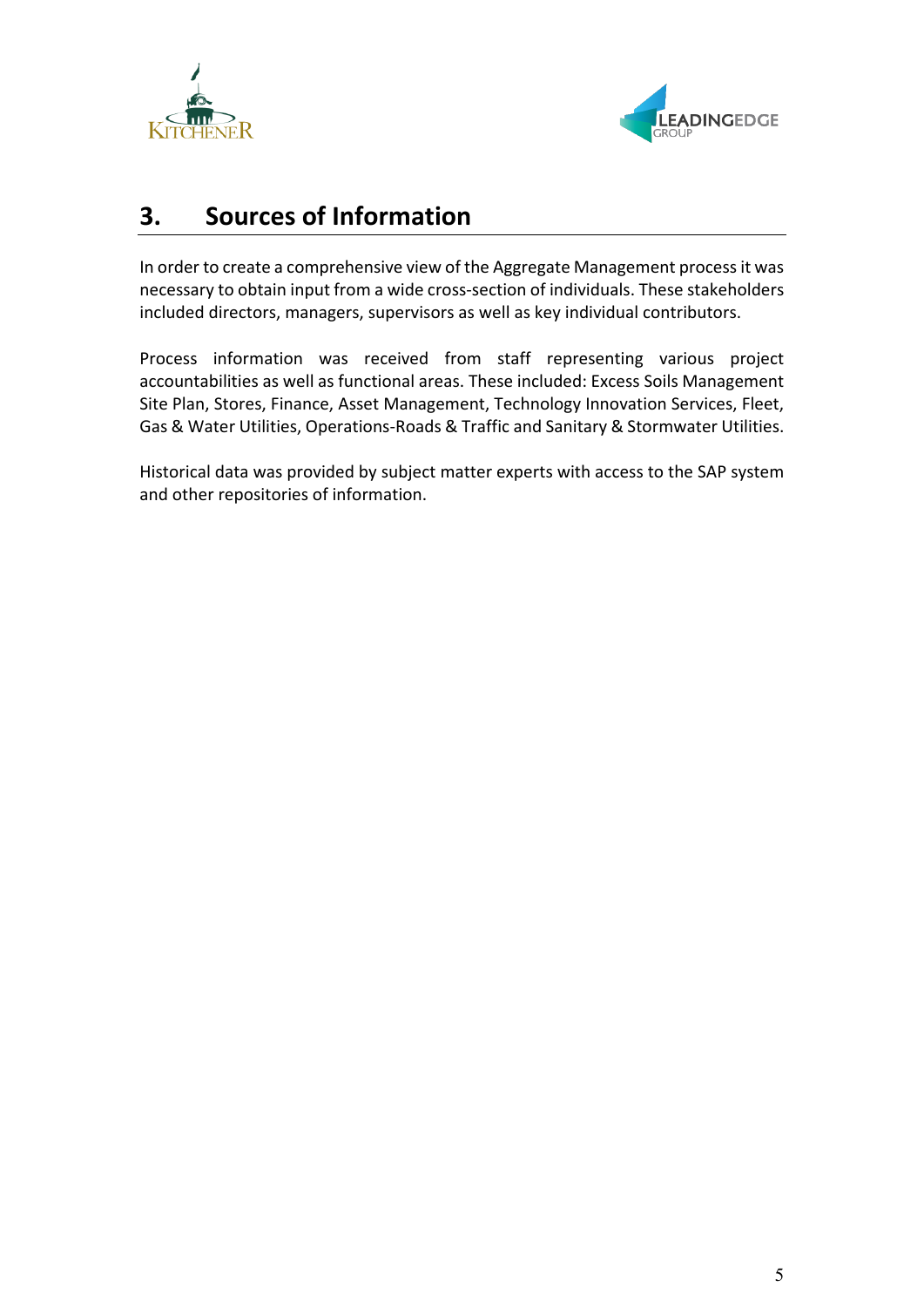## 3. Sources of Information

In order to create a comprehensive view of the Aggregate Management process it was necessary to obtain input from a wide cross-section of individuals. These stakeholders included directors, managers, supervisors as well as key individual contributors.

Process information was received from staff representing various project accountabilities as well as functional areas. These included: Excess Soils Management Site Plan, Stores, Finance, Asset Management, Technology Innovation Services, Fleet, Gas & Water Utilities, Operations-Roads & Traffic and Sanitary & Stormwater Utilities.

Historical data was provided by subject matter experts with access to the SAP system and other repositories of information.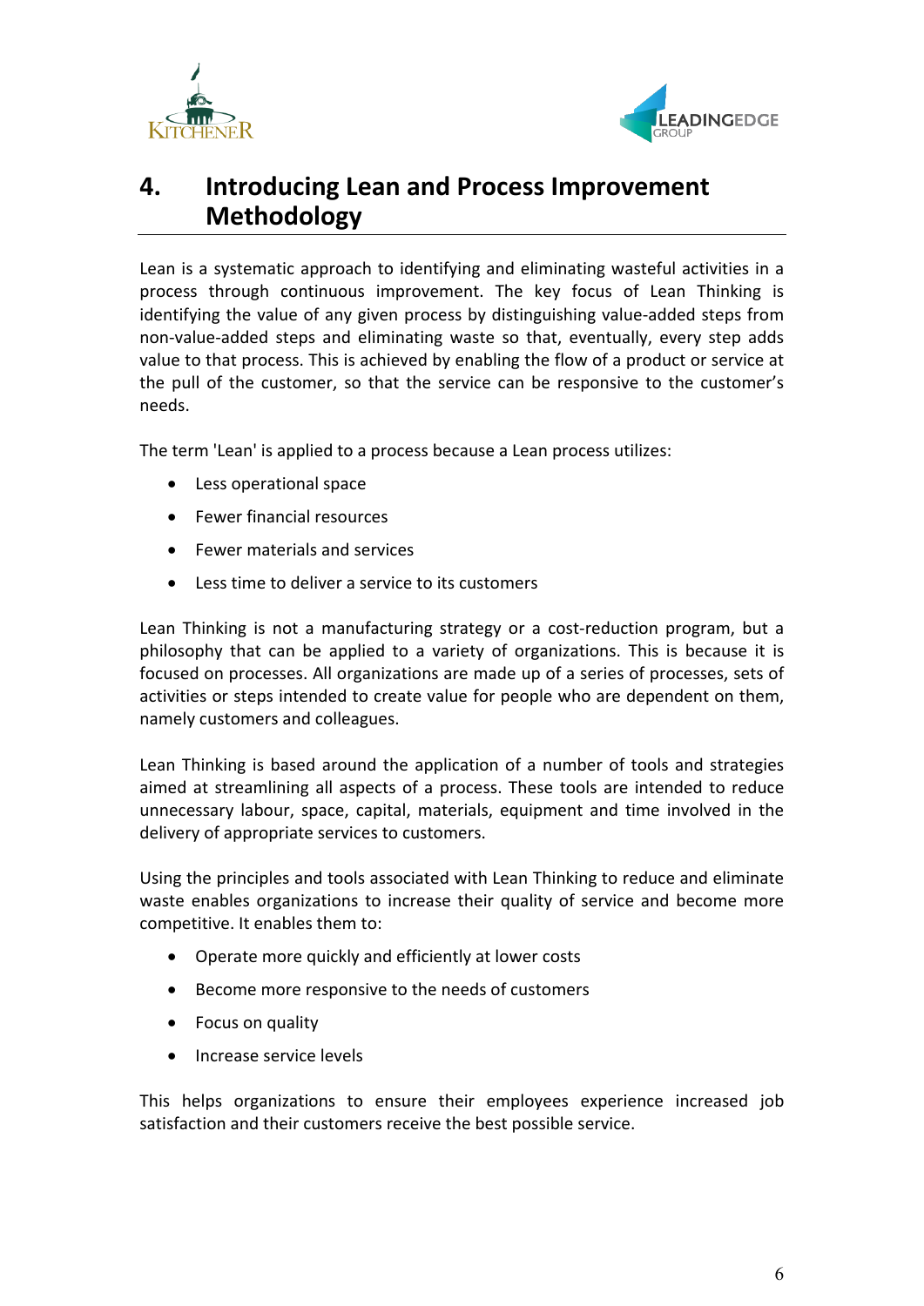# 4. Introducing Lean and Process Improvement Methodology

Lean is a systematic approach to identifying and eliminating wasteful activities in a process through continuous improvement. The key focus of Lean Thinking is identifying the value of any given process by distinguishing value-added steps from non-value-added steps and eliminating waste so that, eventually, every step adds value to that process. This is achieved by enabling the flow of a product or service at the pull of the customer, so that the service can be responsive to the customer's needs.

The term 'Lean' is applied to a process because a Lean process utilizes:

- Less operational space
- Fewer financial resources
- Fewer materials and services
- Less time to deliver a service to its customers

Lean Thinking is not a manufacturing strategy or a cost-reduction program, but a philosophy that can be applied to a variety of organizations. This is because it is focused on processes. All organizations are made up of a series of processes, sets of activities or steps intended to create value for people who are dependent on them, namely customers and colleagues.

Lean Thinking is based around the application of a number of tools and strategies aimed at streamlining all aspects of a process. These tools are intended to reduce unnecessary labour, space, capital, materials, equipment and time involved in the delivery of appropriate services to customers.

Using the principles and tools associated with Lean Thinking to reduce and eliminate waste enables organizations to increase their quality of service and become more competitive. It enables them to:

- Operate more quickly and efficiently at lower costs
- Become more responsive to the needs of customers
- Focus on quality
- Increase service levels

This helps organizations to ensure their employees experience increased job satisfaction and their customers receive the best possible service.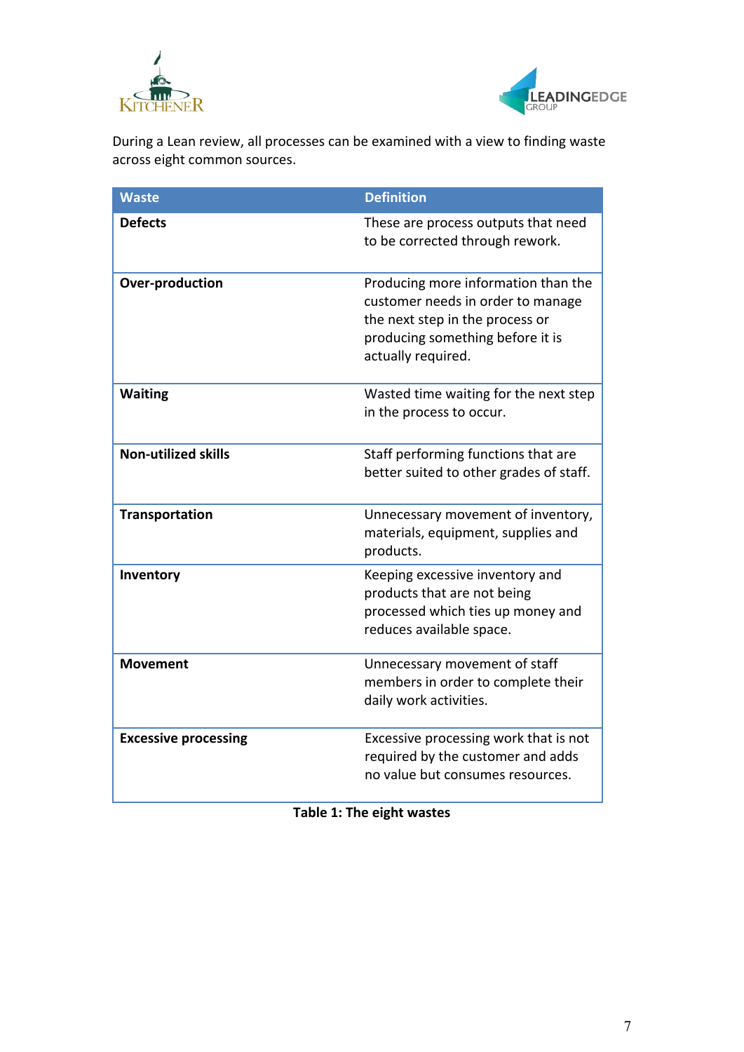During a Lean review, all processes can be examined with a view to finding waste across eight common sources.

| Waste | Definition |
| --- | --- |
| **Defects** | These are process outputs that need to be corrected through rework. |
| **Over-production** | Producing more information than the customer needs in order to manage the next step in the process or producing something before it is actually required. |
| **Waiting** | Wasted time waiting for the next step in the process to occur. |
| **Non-utilized skills** | Staff performing functions that are better suited to other grades of staff. |
| **Transportation** | Unnecessary movement of inventory, materials, equipment, supplies and products. |
| **Inventory** | Keeping excessive inventory and products that are not being processed which ties up money and reduces available space. |
| **Movement** | Unnecessary movement of staff members in order to complete their daily work activities. |
| **Excessive processing** | Excessive processing work that is not required by the customer and adds no value but consumes resources. |

**Table 1: The eight wastes**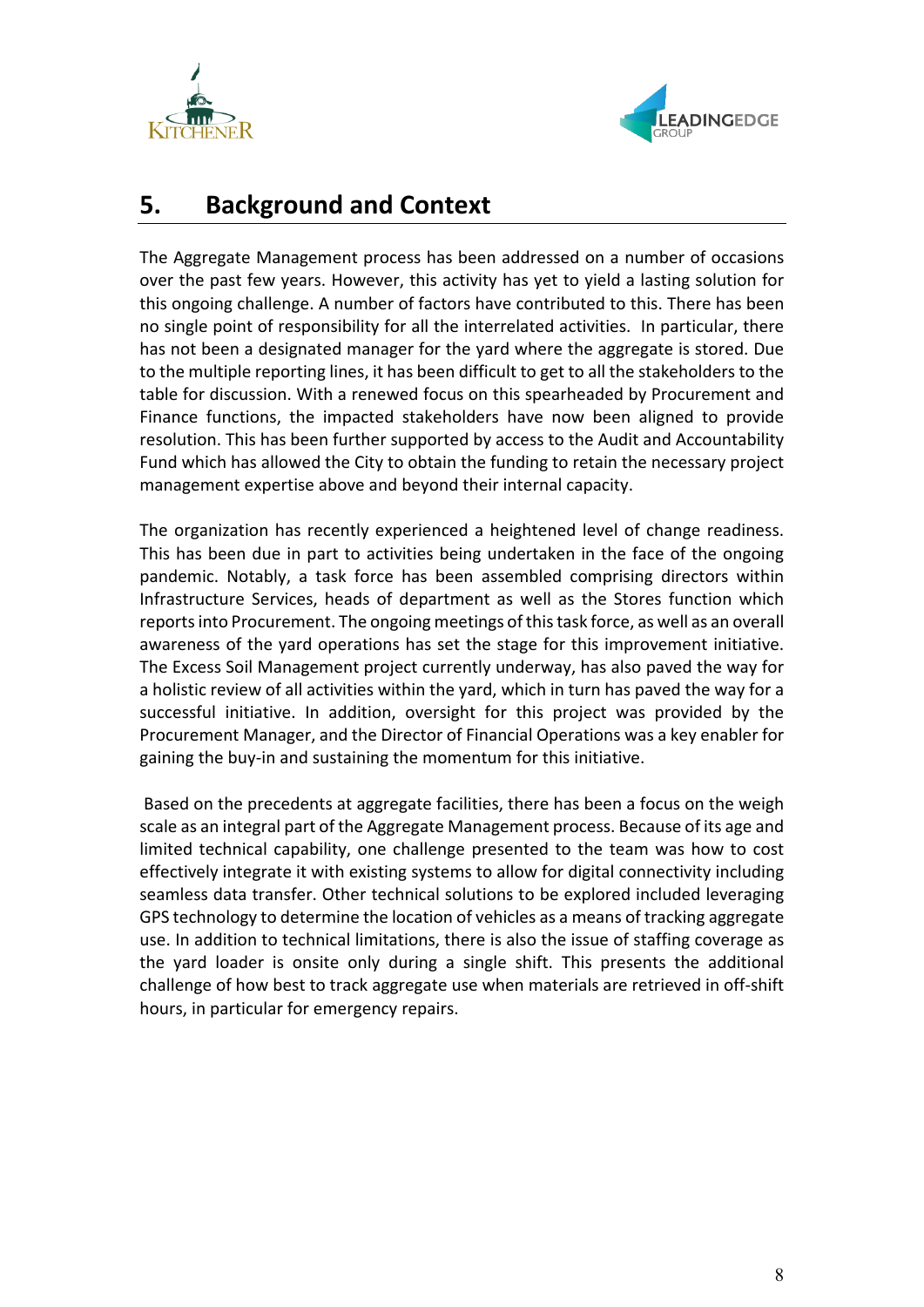## 5. Background and Context

The Aggregate Management process has been addressed on a number of occasions over the past few years. However, this activity has yet to yield a lasting solution for this ongoing challenge. A number of factors have contributed to this. There has been no single point of responsibility for all the interrelated activities. In particular, there has not been a designated manager for the yard where the aggregate is stored. Due to the multiple reporting lines, it has been difficult to get to all the stakeholders to the table for discussion. With a renewed focus on this spearheaded by Procurement and Finance functions, the impacted stakeholders have now been aligned to provide resolution. This has been further supported by access to the Audit and Accountability Fund which has allowed the City to obtain the funding to retain the necessary project management expertise above and beyond their internal capacity.

The organization has recently experienced a heightened level of change readiness. This has been due in part to activities being undertaken in the face of the ongoing pandemic. Notably, a task force has been assembled comprising directors within Infrastructure Services, heads of department as well as the Stores function which reports into Procurement. The ongoing meetings of this task force, as well as an overall awareness of the yard operations has set the stage for this improvement initiative. The Excess Soil Management project currently underway, has also paved the way for a holistic review of all activities within the yard, which in turn has paved the way for a successful initiative. In addition, oversight for this project was provided by the Procurement Manager, and the Director of Financial Operations was a key enabler for gaining the buy-in and sustaining the momentum for this initiative.

Based on the precedents at aggregate facilities, there has been a focus on the weigh scale as an integral part of the Aggregate Management process. Because of its age and limited technical capability, one challenge presented to the team was how to cost effectively integrate it with existing systems to allow for digital connectivity including seamless data transfer. Other technical solutions to be explored included leveraging GPS technology to determine the location of vehicles as a means of tracking aggregate use. In addition to technical limitations, there is also the issue of staffing coverage as the yard loader is onsite only during a single shift. This presents the additional challenge of how best to track aggregate use when materials are retrieved in off-shift hours, in particular for emergency repairs.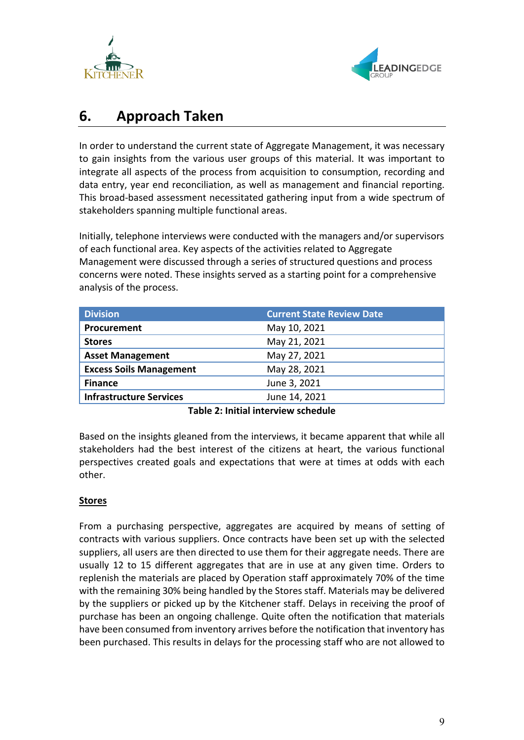## 6. Approach Taken

In order to understand the current state of Aggregate Management, it was necessary to gain insights from the various user groups of this material. It was important to integrate all aspects of the process from acquisition to consumption, recording and data entry, year end reconciliation, as well as management and financial reporting. This broad-based assessment necessitated gathering input from a wide spectrum of stakeholders spanning multiple functional areas.

Initially, telephone interviews were conducted with the managers and/or supervisors of each functional area. Key aspects of the activities related to Aggregate Management were discussed through a series of structured questions and process concerns were noted. These insights served as a starting point for a comprehensive analysis of the process.

| Division | Current State Review Date |
| --- | --- |
| **Procurement** | May 10, 2021 |
| **Stores** | May 21, 2021 |
| **Asset Management** | May 27, 2021 |
| **Excess Soils Management** | May 28, 2021 |
| **Finance** | June 3, 2021 |
| **Infrastructure Services** | June 14, 2021 |

**Table 2: Initial interview schedule**

Based on the insights gleaned from the interviews, it became apparent that while all stakeholders had the best interest of the citizens at heart, the various functional perspectives created goals and expectations that were at times at odds with each other.

**<u>Stores</u>**

From a purchasing perspective, aggregates are acquired by means of setting of contracts with various suppliers. Once contracts have been set up with the selected suppliers, all users are then directed to use them for their aggregate needs. There are usually 12 to 15 different aggregates that are in use at any given time. Orders to replenish the materials are placed by Operation staff approximately 70% of the time with the remaining 30% being handled by the Stores staff. Materials may be delivered by the suppliers or picked up by the Kitchener staff. Delays in receiving the proof of purchase has been an ongoing challenge. Quite often the notification that materials have been consumed from inventory arrives before the notification that inventory has been purchased. This results in delays for the processing staff who are not allowed to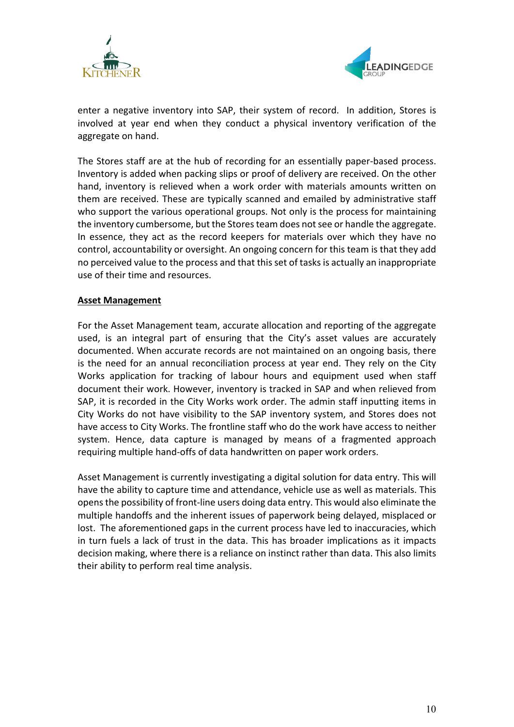enter a negative inventory into SAP, their system of record. In addition, Stores is involved at year end when they conduct a physical inventory verification of the aggregate on hand.

The Stores staff are at the hub of recording for an essentially paper-based process. Inventory is added when packing slips or proof of delivery are received. On the other hand, inventory is relieved when a work order with materials amounts written on them are received. These are typically scanned and emailed by administrative staff who support the various operational groups. Not only is the process for maintaining the inventory cumbersome, but the Stores team does not see or handle the aggregate. In essence, they act as the record keepers for materials over which they have no control, accountability or oversight. An ongoing concern for this team is that they add no perceived value to the process and that this set of tasks is actually an inappropriate use of their time and resources.

## Asset Management

For the Asset Management team, accurate allocation and reporting of the aggregate used, is an integral part of ensuring that the City's asset values are accurately documented. When accurate records are not maintained on an ongoing basis, there is the need for an annual reconciliation process at year end. They rely on the City Works application for tracking of labour hours and equipment used when staff document their work. However, inventory is tracked in SAP and when relieved from SAP, it is recorded in the City Works work order. The admin staff inputting items in City Works do not have visibility to the SAP inventory system, and Stores does not have access to City Works. The frontline staff who do the work have access to neither system. Hence, data capture is managed by means of a fragmented approach requiring multiple hand-offs of data handwritten on paper work orders.

Asset Management is currently investigating a digital solution for data entry. This will have the ability to capture time and attendance, vehicle use as well as materials. This opens the possibility of front-line users doing data entry. This would also eliminate the multiple handoffs and the inherent issues of paperwork being delayed, misplaced or lost. The aforementioned gaps in the current process have led to inaccuracies, which in turn fuels a lack of trust in the data. This has broader implications as it impacts decision making, where there is a reliance on instinct rather than data. This also limits their ability to perform real time analysis.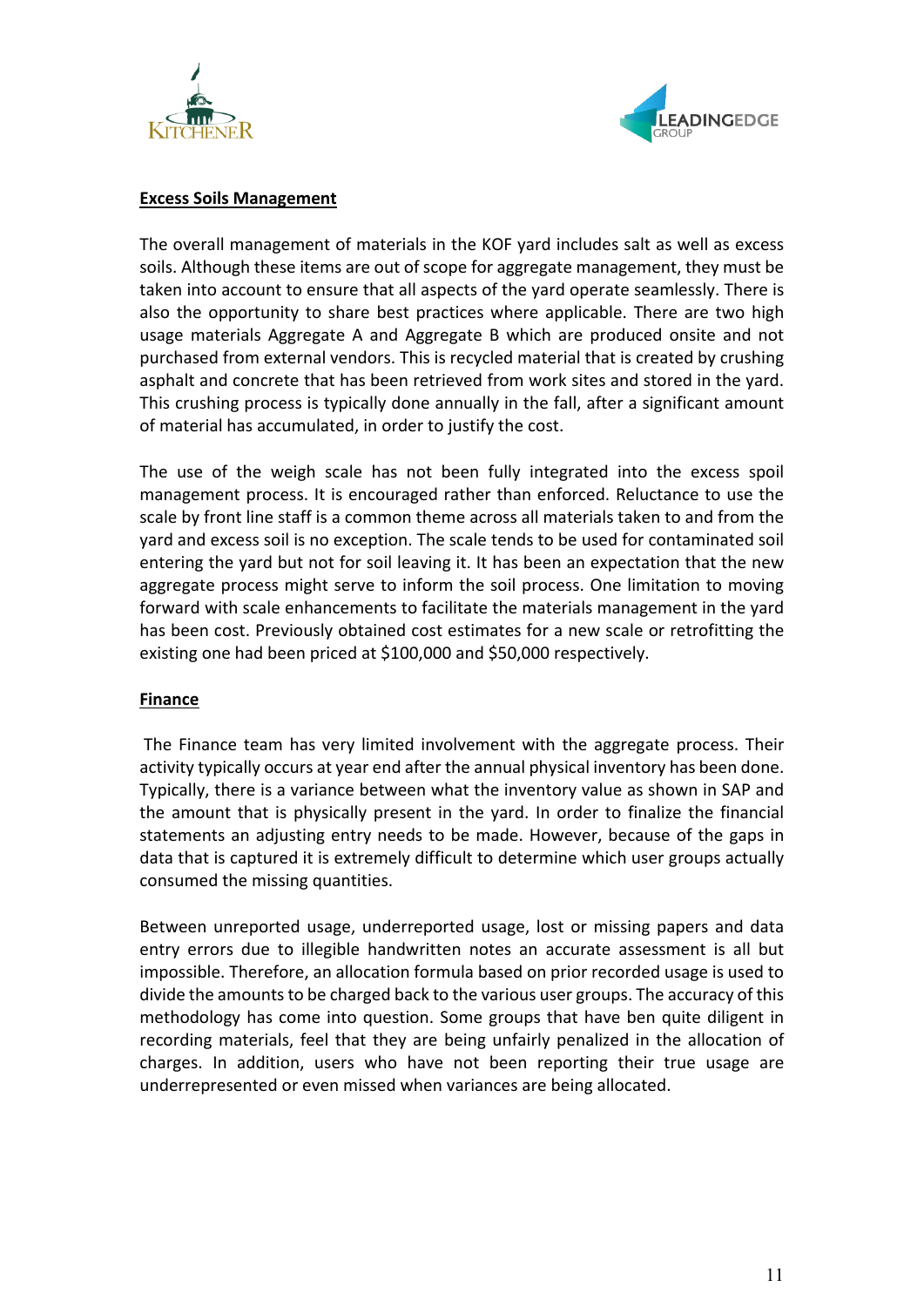**Excess Soils Management**

The overall management of materials in the KOF yard includes salt as well as excess soils. Although these items are out of scope for aggregate management, they must be taken into account to ensure that all aspects of the yard operate seamlessly. There is also the opportunity to share best practices where applicable. There are two high usage materials Aggregate A and Aggregate B which are produced onsite and not purchased from external vendors. This is recycled material that is created by crushing asphalt and concrete that has been retrieved from work sites and stored in the yard. This crushing process is typically done annually in the fall, after a significant amount of material has accumulated, in order to justify the cost.

The use of the weigh scale has not been fully integrated into the excess spoil management process. It is encouraged rather than enforced. Reluctance to use the scale by front line staff is a common theme across all materials taken to and from the yard and excess soil is no exception. The scale tends to be used for contaminated soil entering the yard but not for soil leaving it. It has been an expectation that the new aggregate process might serve to inform the soil process. One limitation to moving forward with scale enhancements to facilitate the materials management in the yard has been cost. Previously obtained cost estimates for a new scale or retrofitting the existing one had been priced at $100,000 and $50,000 respectively.

**Finance**

The Finance team has very limited involvement with the aggregate process. Their activity typically occurs at year end after the annual physical inventory has been done. Typically, there is a variance between what the inventory value as shown in SAP and the amount that is physically present in the yard. In order to finalize the financial statements an adjusting entry needs to be made. However, because of the gaps in data that is captured it is extremely difficult to determine which user groups actually consumed the missing quantities.

Between unreported usage, underreported usage, lost or missing papers and data entry errors due to illegible handwritten notes an accurate assessment is all but impossible. Therefore, an allocation formula based on prior recorded usage is used to divide the amounts to be charged back to the various user groups. The accuracy of this methodology has come into question. Some groups that have ben quite diligent in recording materials, feel that they are being unfairly penalized in the allocation of charges. In addition, users who have not been reporting their true usage are underrepresented or even missed when variances are being allocated.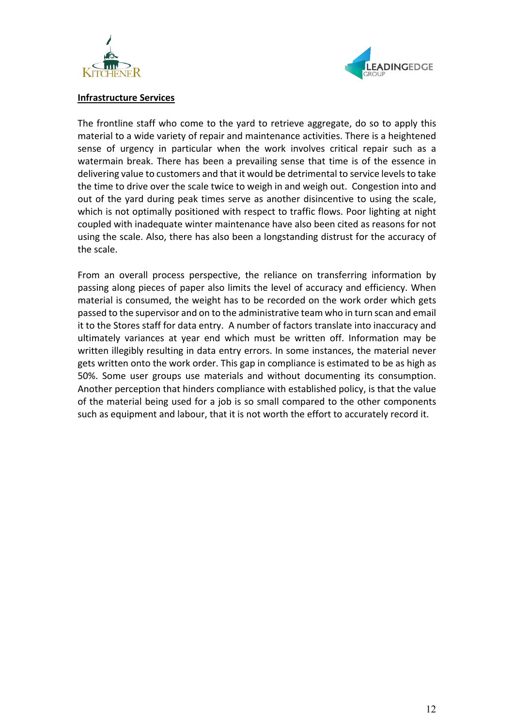**Infrastructure Services**

The frontline staff who come to the yard to retrieve aggregate, do so to apply this material to a wide variety of repair and maintenance activities. There is a heightened sense of urgency in particular when the work involves critical repair such as a watermain break. There has been a prevailing sense that time is of the essence in delivering value to customers and that it would be detrimental to service levels to take the time to drive over the scale twice to weigh in and weigh out. Congestion into and out of the yard during peak times serve as another disincentive to using the scale, which is not optimally positioned with respect to traffic flows. Poor lighting at night coupled with inadequate winter maintenance have also been cited as reasons for not using the scale. Also, there has also been a longstanding distrust for the accuracy of the scale.

From an overall process perspective, the reliance on transferring information by passing along pieces of paper also limits the level of accuracy and efficiency. When material is consumed, the weight has to be recorded on the work order which gets passed to the supervisor and on to the administrative team who in turn scan and email it to the Stores staff for data entry. A number of factors translate into inaccuracy and ultimately variances at year end which must be written off. Information may be written illegibly resulting in data entry errors. In some instances, the material never gets written onto the work order. This gap in compliance is estimated to be as high as 50%. Some user groups use materials and without documenting its consumption. Another perception that hinders compliance with established policy, is that the value of the material being used for a job is so small compared to the other components such as equipment and labour, that it is not worth the effort to accurately record it.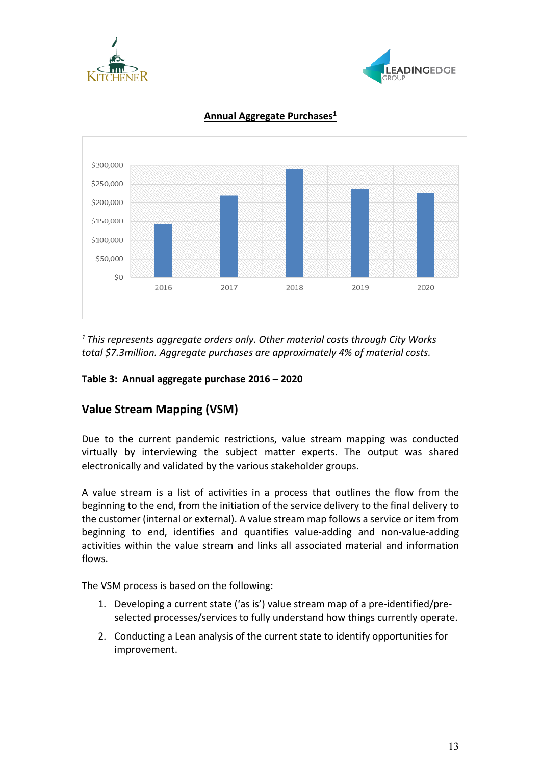**Annual Aggregate Purchases[1]**

[1] *This represents aggregate orders only. Other material costs through City Works total $7.3million. Aggregate purchases are approximately 4% of material costs.*

**Table 3: Annual aggregate purchase 2016 – 2020**

## Value Stream Mapping (VSM)

Due to the current pandemic restrictions, value stream mapping was conducted virtually by interviewing the subject matter experts. The output was shared electronically and validated by the various stakeholder groups.

A value stream is a list of activities in a process that outlines the flow from the beginning to the end, from the initiation of the service delivery to the final delivery to the customer (internal or external). A value stream map follows a service or item from beginning to end, identifies and quantifies value-adding and non-value-adding activities within the value stream and links all associated material and information flows.

The VSM process is based on the following:

1. Developing a current state ('as is') value stream map of a pre-identified/pre-selected processes/services to fully understand how things currently operate.
2. Conducting a Lean analysis of the current state to identify opportunities for improvement.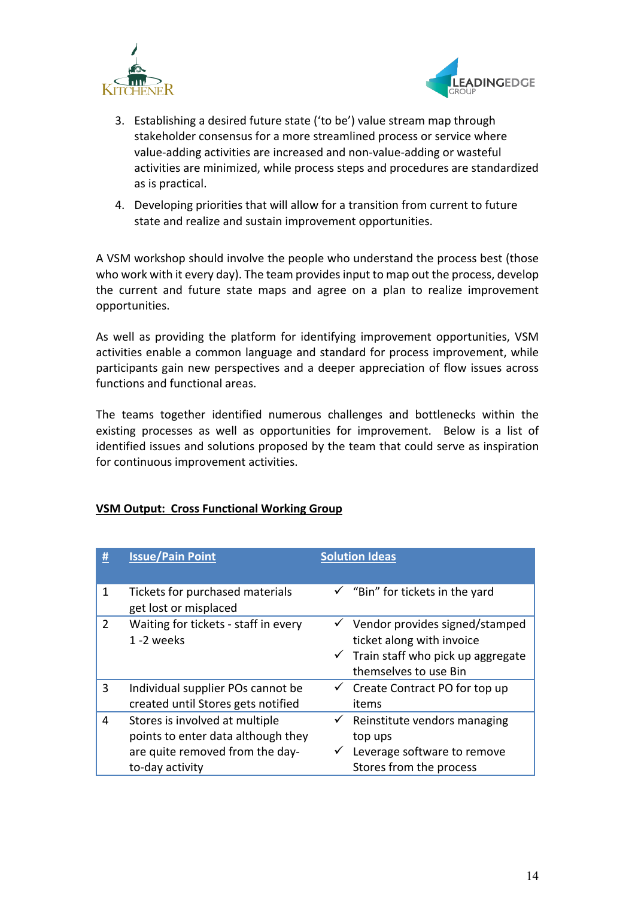3. Establishing a desired future state ('to be') value stream map through stakeholder consensus for a more streamlined process or service where value-adding activities are increased and non-value-adding or wasteful activities are minimized, while process steps and procedures are standardized as is practical.
4. Developing priorities that will allow for a transition from current to future state and realize and sustain improvement opportunities.

A VSM workshop should involve the people who understand the process best (those who work with it every day). The team provides input to map out the process, develop the current and future state maps and agree on a plan to realize improvement opportunities.

As well as providing the platform for identifying improvement opportunities, VSM activities enable a common language and standard for process improvement, while participants gain new perspectives and a deeper appreciation of flow issues across functions and functional areas.

The teams together identified numerous challenges and bottlenecks within the existing processes as well as opportunities for improvement. Below is a list of identified issues and solutions proposed by the team that could serve as inspiration for continuous improvement activities.

**VSM Output: Cross Functional Working Group**

| # | Issue/Pain Point | Solution Ideas |
|---|---|---|
| 1 | Tickets for purchased materials get lost or misplaced | ✓ "Bin" for tickets in the yard |
| 2 | Waiting for tickets - staff in every 1 -2 weeks | ✓ Vendor provides signed/stamped ticket along with invoice<br>✓ Train staff who pick up aggregate themselves to use Bin |
| 3 | Individual supplier POs cannot be created until Stores gets notified | ✓ Create Contract PO for top up items |
| 4 | Stores is involved at multiple points to enter data although they are quite removed from the day-to-day activity | ✓ Reinstitute vendors managing top ups<br>✓ Leverage software to remove Stores from the process |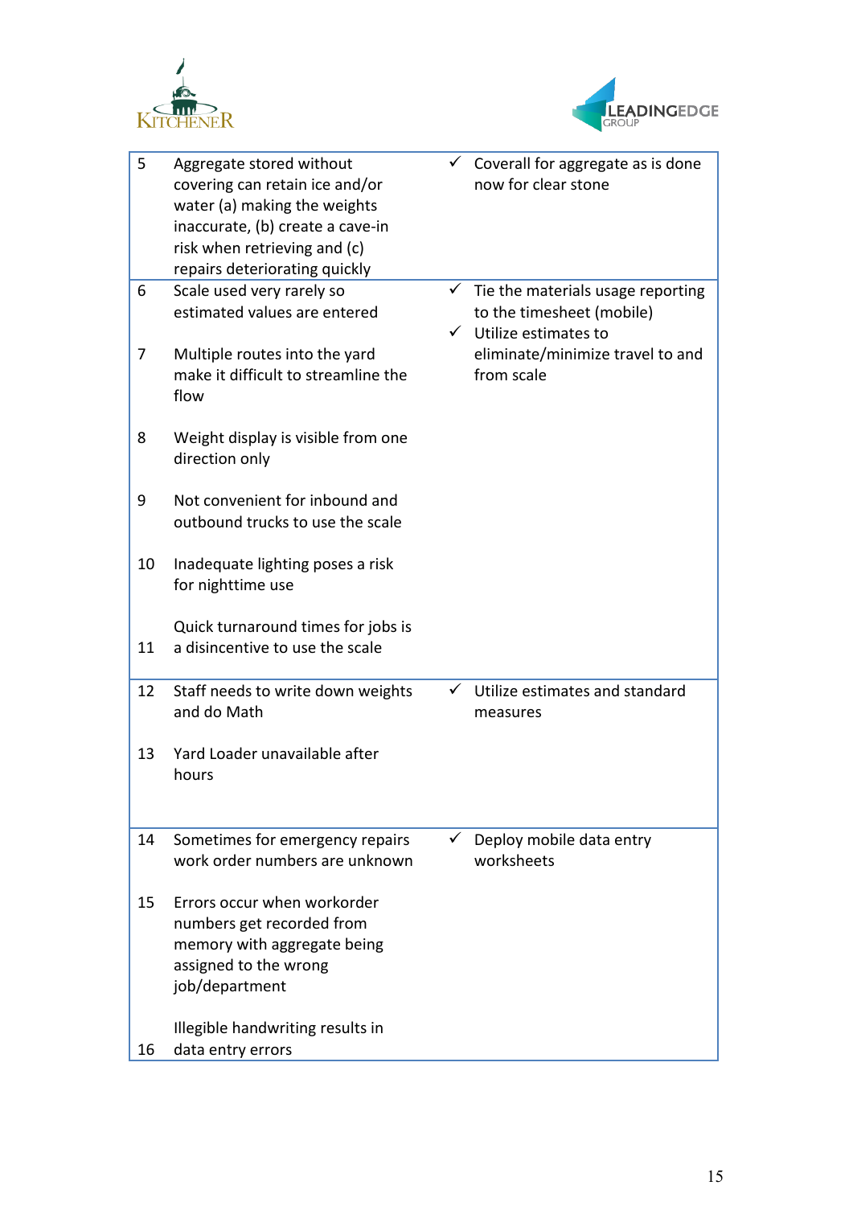| | | |
|---|---|---|
| 5 | Aggregate stored without covering can retain ice and/or water (a) making the weights inaccurate, (b) create a cave-in risk when retrieving and (c) repairs deteriorating quickly | ✓ Coverall for aggregate as is done now for clear stone |
| 6 | Scale used very rarely so estimated values are entered | ✓ Tie the materials usage reporting to the timesheet (mobile)<br>✓ Utilize estimates to eliminate/minimize travel to and from scale |
| 7 | Multiple routes into the yard make it difficult to streamline the flow | |
| 8 | Weight display is visible from one direction only | |
| 9 | Not convenient for inbound and outbound trucks to use the scale | |
| 10 | Inadequate lighting poses a risk for nighttime use | |
| 11 | Quick turnaround times for jobs is a disincentive to use the scale | |
| 12 | Staff needs to write down weights and do Math | ✓ Utilize estimates and standard measures |
| 13 | Yard Loader unavailable after hours | |
| 14 | Sometimes for emergency repairs work order numbers are unknown | ✓ Deploy mobile data entry worksheets |
| 15 | Errors occur when workorder numbers get recorded from memory with aggregate being assigned to the wrong job/department | |
| 16 | Illegible handwriting results in data entry errors | |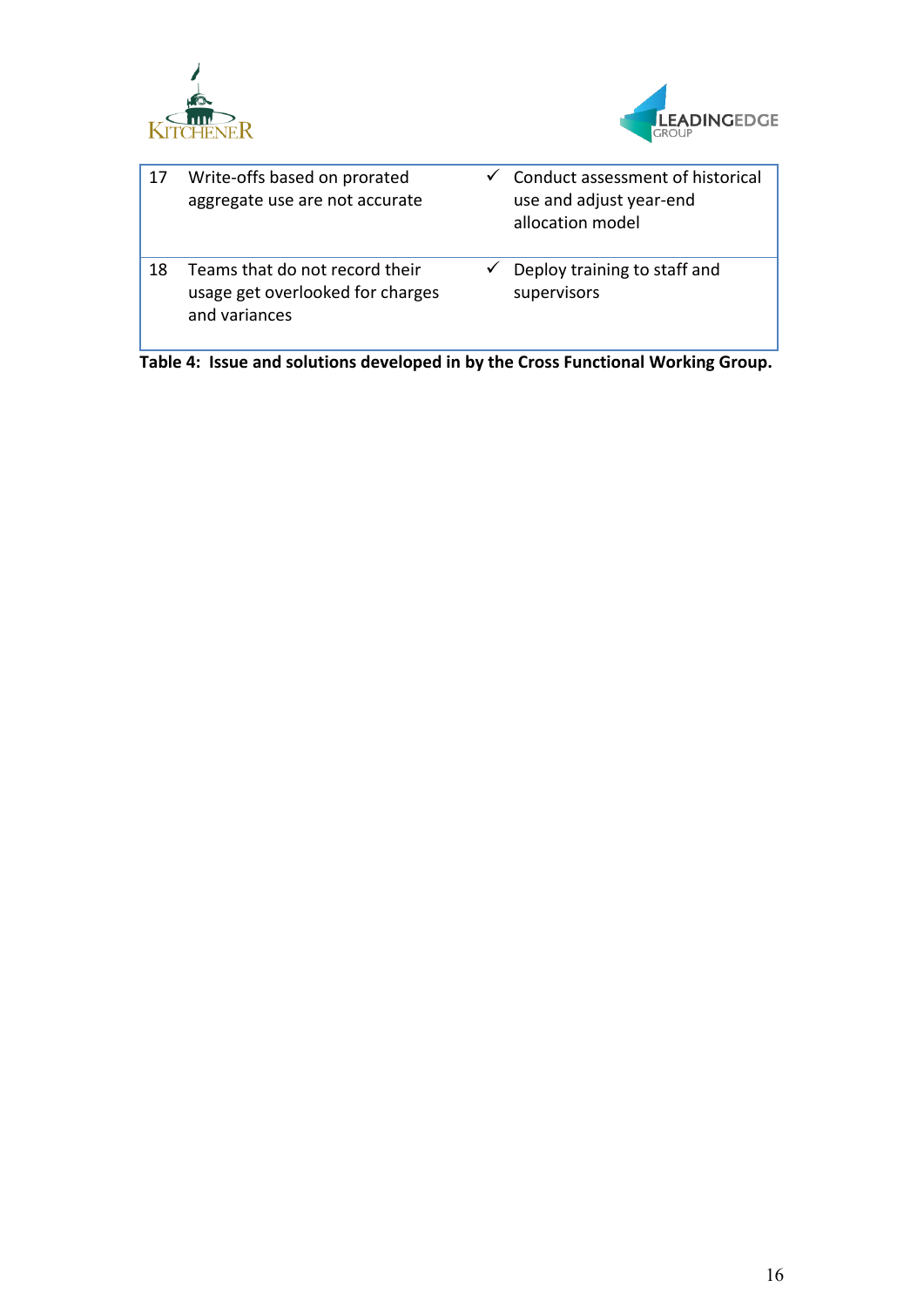| | | |
|---|---|---|
| 17 | Write-offs based on prorated aggregate use are not accurate | ✓ Conduct assessment of historical use and adjust year-end allocation model |
| 18 | Teams that do not record their usage get overlooked for charges and variances | ✓ Deploy training to staff and supervisors |

**Table 4: Issue and solutions developed in by the Cross Functional Working Group.**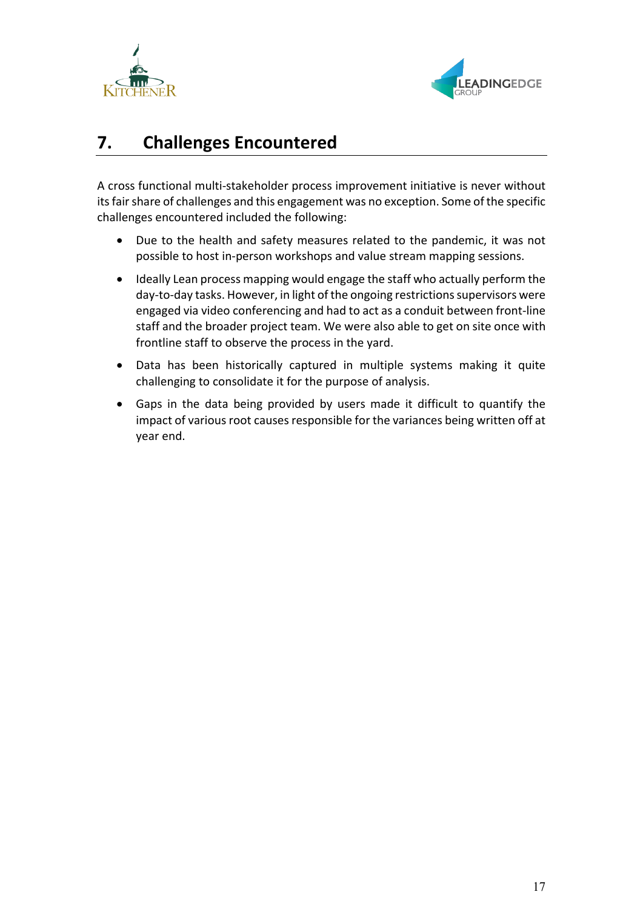## 7. Challenges Encountered

A cross functional multi-stakeholder process improvement initiative is never without its fair share of challenges and this engagement was no exception. Some of the specific challenges encountered included the following:

- Due to the health and safety measures related to the pandemic, it was not possible to host in-person workshops and value stream mapping sessions.
- Ideally Lean process mapping would engage the staff who actually perform the day-to-day tasks. However, in light of the ongoing restrictions supervisors were engaged via video conferencing and had to act as a conduit between front-line staff and the broader project team. We were also able to get on site once with frontline staff to observe the process in the yard.
- Data has been historically captured in multiple systems making it quite challenging to consolidate it for the purpose of analysis.
- Gaps in the data being provided by users made it difficult to quantify the impact of various root causes responsible for the variances being written off at year end.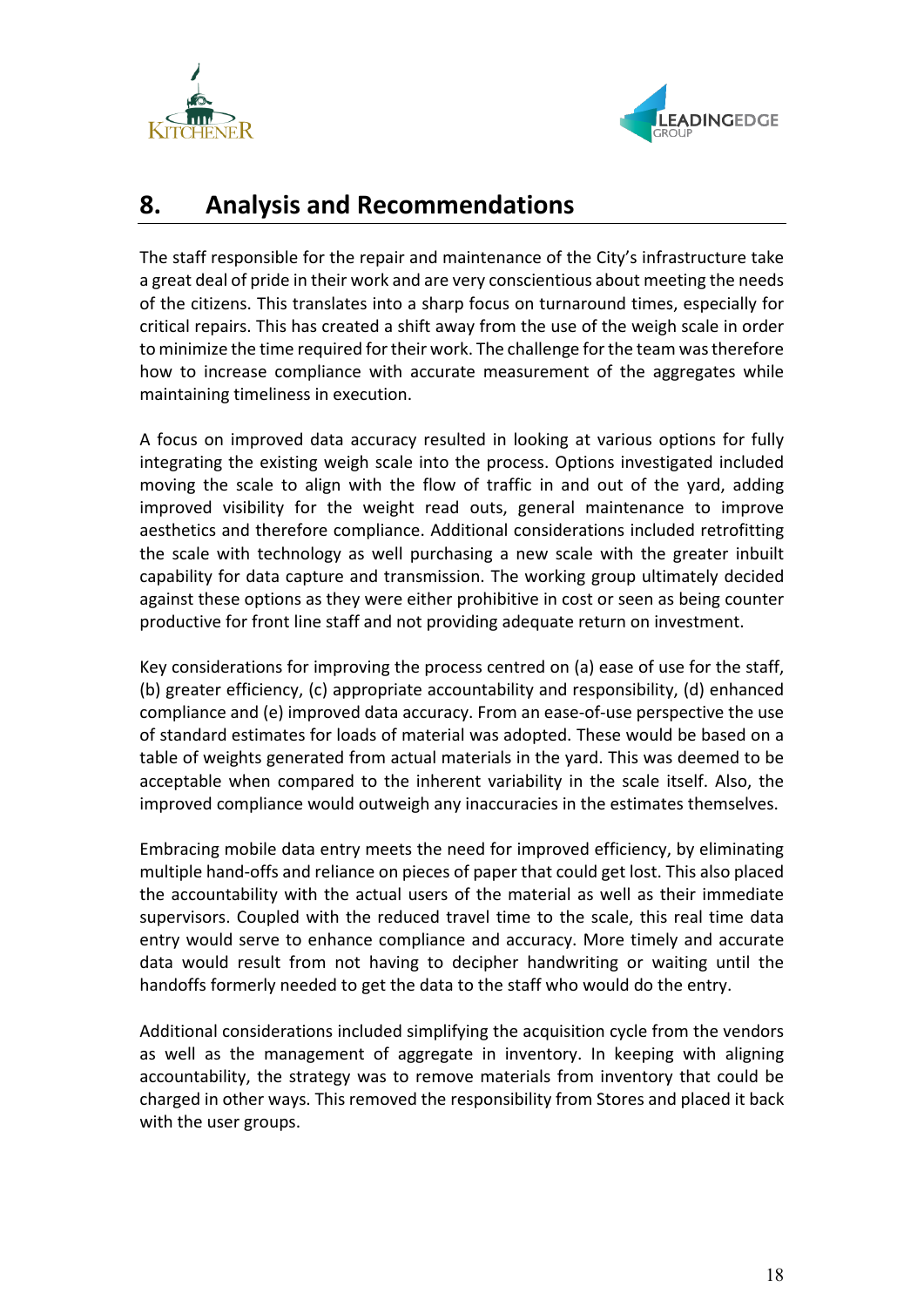# 8. Analysis and Recommendations

The staff responsible for the repair and maintenance of the City's infrastructure take a great deal of pride in their work and are very conscientious about meeting the needs of the citizens. This translates into a sharp focus on turnaround times, especially for critical repairs. This has created a shift away from the use of the weigh scale in order to minimize the time required for their work. The challenge for the team was therefore how to increase compliance with accurate measurement of the aggregates while maintaining timeliness in execution.

A focus on improved data accuracy resulted in looking at various options for fully integrating the existing weigh scale into the process. Options investigated included moving the scale to align with the flow of traffic in and out of the yard, adding improved visibility for the weight read outs, general maintenance to improve aesthetics and therefore compliance. Additional considerations included retrofitting the scale with technology as well purchasing a new scale with the greater inbuilt capability for data capture and transmission. The working group ultimately decided against these options as they were either prohibitive in cost or seen as being counter productive for front line staff and not providing adequate return on investment.

Key considerations for improving the process centred on (a) ease of use for the staff, (b) greater efficiency, (c) appropriate accountability and responsibility, (d) enhanced compliance and (e) improved data accuracy. From an ease-of-use perspective the use of standard estimates for loads of material was adopted. These would be based on a table of weights generated from actual materials in the yard. This was deemed to be acceptable when compared to the inherent variability in the scale itself. Also, the improved compliance would outweigh any inaccuracies in the estimates themselves.

Embracing mobile data entry meets the need for improved efficiency, by eliminating multiple hand-offs and reliance on pieces of paper that could get lost. This also placed the accountability with the actual users of the material as well as their immediate supervisors. Coupled with the reduced travel time to the scale, this real time data entry would serve to enhance compliance and accuracy. More timely and accurate data would result from not having to decipher handwriting or waiting until the handoffs formerly needed to get the data to the staff who would do the entry.

Additional considerations included simplifying the acquisition cycle from the vendors as well as the management of aggregate in inventory. In keeping with aligning accountability, the strategy was to remove materials from inventory that could be charged in other ways. This removed the responsibility from Stores and placed it back with the user groups.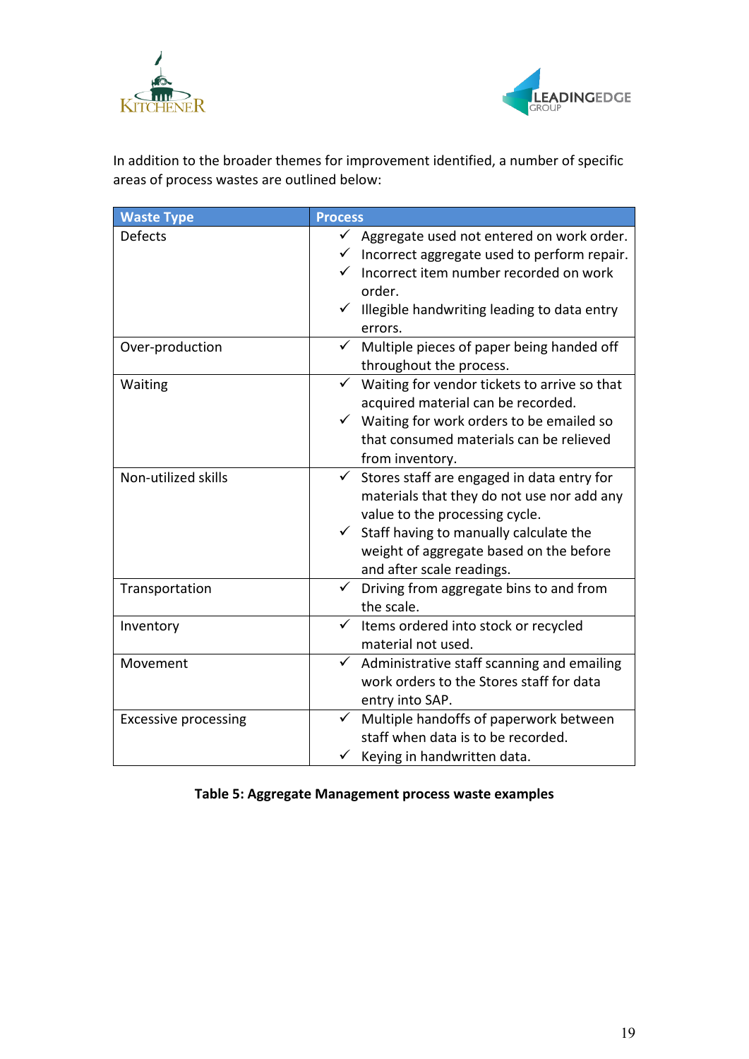In addition to the broader themes for improvement identified, a number of specific areas of process wastes are outlined below:

| Waste Type | Process |
|---|---|
| Defects | ✓ Aggregate used not entered on work order.<br>✓ Incorrect aggregate used to perform repair.<br>✓ Incorrect item number recorded on work order.<br>✓ Illegible handwriting leading to data entry errors. |
| Over-production | ✓ Multiple pieces of paper being handed off throughout the process. |
| Waiting | ✓ Waiting for vendor tickets to arrive so that acquired material can be recorded.<br>✓ Waiting for work orders to be emailed so that consumed materials can be relieved from inventory. |
| Non-utilized skills | ✓ Stores staff are engaged in data entry for materials that they do not use nor add any value to the processing cycle.<br>✓ Staff having to manually calculate the weight of aggregate based on the before and after scale readings. |
| Transportation | ✓ Driving from aggregate bins to and from the scale. |
| Inventory | ✓ Items ordered into stock or recycled material not used. |
| Movement | ✓ Administrative staff scanning and emailing work orders to the Stores staff for data entry into SAP. |
| Excessive processing | ✓ Multiple handoffs of paperwork between staff when data is to be recorded.<br>✓ Keying in handwritten data. |

**Table 5: Aggregate Management process waste examples**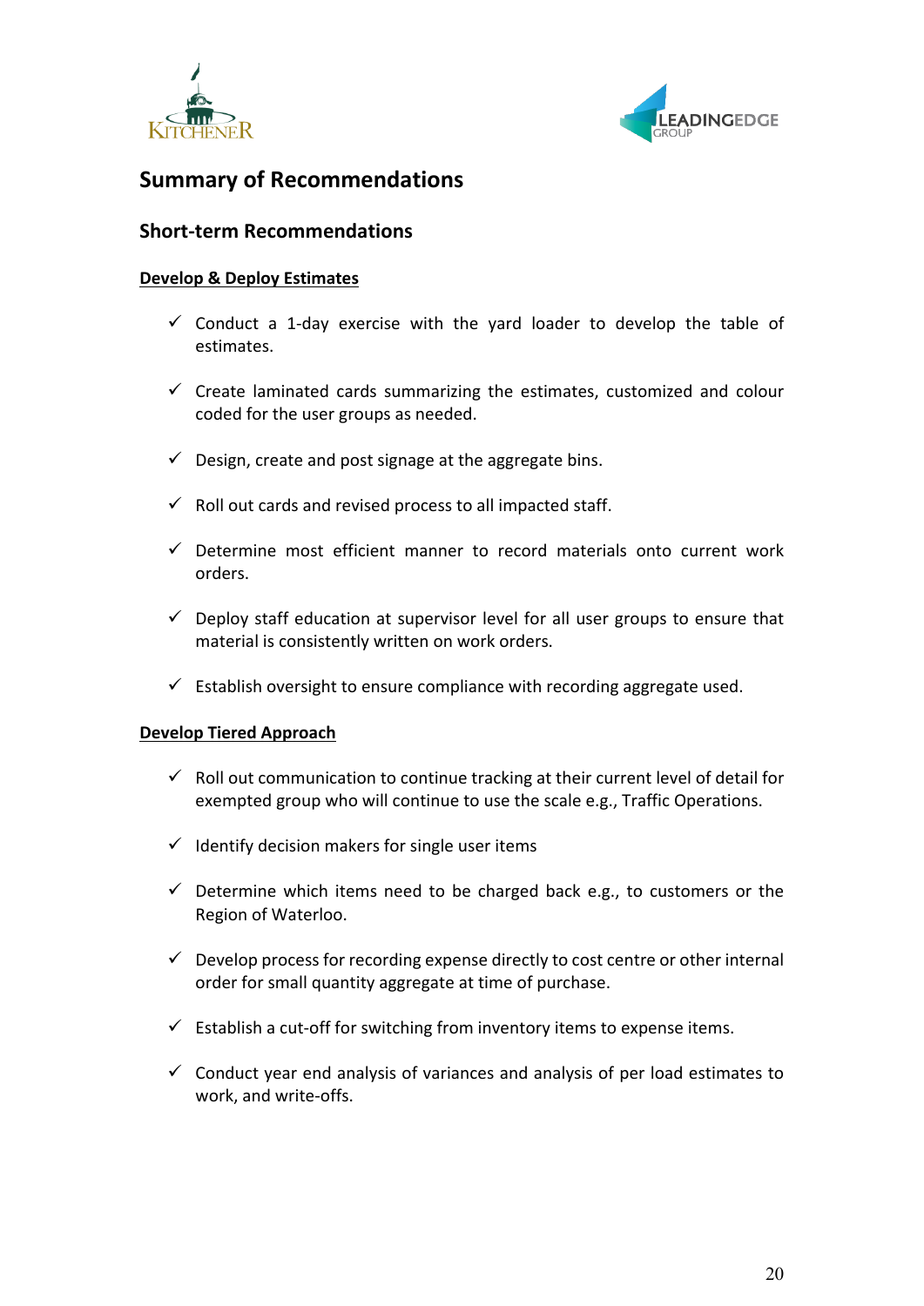## Summary of Recommendations

### Short-term Recommendations

**Develop & Deploy Estimates**

- ✓ Conduct a 1-day exercise with the yard loader to develop the table of estimates.
- ✓ Create laminated cards summarizing the estimates, customized and colour coded for the user groups as needed.
- ✓ Design, create and post signage at the aggregate bins.
- ✓ Roll out cards and revised process to all impacted staff.
- ✓ Determine most efficient manner to record materials onto current work orders.
- ✓ Deploy staff education at supervisor level for all user groups to ensure that material is consistently written on work orders.
- ✓ Establish oversight to ensure compliance with recording aggregate used.

**Develop Tiered Approach**

- ✓ Roll out communication to continue tracking at their current level of detail for exempted group who will continue to use the scale e.g., Traffic Operations.
- ✓ Identify decision makers for single user items
- ✓ Determine which items need to be charged back e.g., to customers or the Region of Waterloo.
- ✓ Develop process for recording expense directly to cost centre or other internal order for small quantity aggregate at time of purchase.
- ✓ Establish a cut-off for switching from inventory items to expense items.
- ✓ Conduct year end analysis of variances and analysis of per load estimates to work, and write-offs.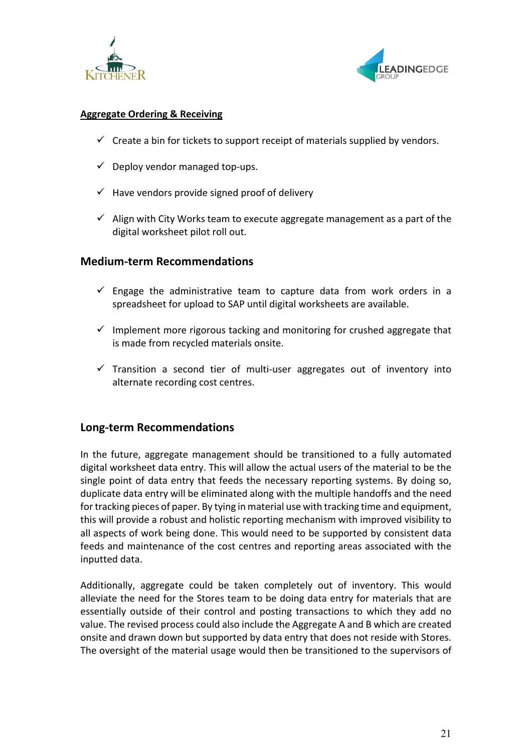**Aggregate Ordering & Receiving**

- ✓ Create a bin for tickets to support receipt of materials supplied by vendors.
- ✓ Deploy vendor managed top-ups.
- ✓ Have vendors provide signed proof of delivery
- ✓ Align with City Works team to execute aggregate management as a part of the digital worksheet pilot roll out.

## Medium-term Recommendations

- ✓ Engage the administrative team to capture data from work orders in a spreadsheet for upload to SAP until digital worksheets are available.
- ✓ Implement more rigorous tacking and monitoring for crushed aggregate that is made from recycled materials onsite.
- ✓ Transition a second tier of multi-user aggregates out of inventory into alternate recording cost centres.

## Long-term Recommendations

In the future, aggregate management should be transitioned to a fully automated digital worksheet data entry. This will allow the actual users of the material to be the single point of data entry that feeds the necessary reporting systems. By doing so, duplicate data entry will be eliminated along with the multiple handoffs and the need for tracking pieces of paper. By tying in material use with tracking time and equipment, this will provide a robust and holistic reporting mechanism with improved visibility to all aspects of work being done. This would need to be supported by consistent data feeds and maintenance of the cost centres and reporting areas associated with the inputted data.

Additionally, aggregate could be taken completely out of inventory. This would alleviate the need for the Stores team to be doing data entry for materials that are essentially outside of their control and posting transactions to which they add no value. The revised process could also include the Aggregate A and B which are created onsite and drawn down but supported by data entry that does not reside with Stores. The oversight of the material usage would then be transitioned to the supervisors of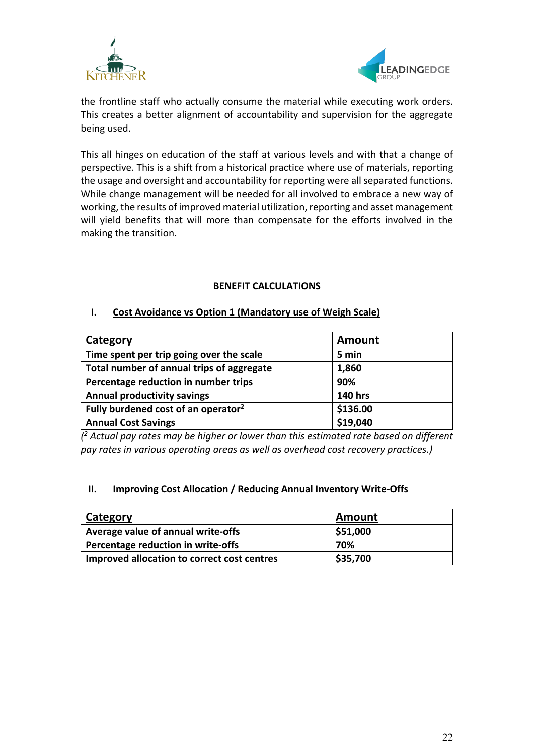the frontline staff who actually consume the material while executing work orders. This creates a better alignment of accountability and supervision for the aggregate being used.

This all hinges on education of the staff at various levels and with that a change of perspective. This is a shift from a historical practice where use of materials, reporting the usage and oversight and accountability for reporting were all separated functions. While change management will be needed for all involved to embrace a new way of working, the results of improved material utilization, reporting and asset management will yield benefits that will more than compensate for the efforts involved in the making the transition.

## BENEFIT CALCULATIONS

### I. Cost Avoidance vs Option 1 (Mandatory use of Weigh Scale)

| Category | Amount |
|---|---|
| **Time spent per trip going over the scale** | **5 min** |
| **Total number of annual trips of aggregate** | **1,860** |
| **Percentage reduction in number trips** | **90%** |
| **Annual productivity savings** | **140 hrs** |
| **Fully burdened cost of an operator[2]** | **$136.00** |
| **Annual Cost Savings** | **$19,040** |

*([2] Actual pay rates may be higher or lower than this estimated rate based on different pay rates in various operating areas as well as overhead cost recovery practices.)*

### II. Improving Cost Allocation / Reducing Annual Inventory Write-Offs

| Category | Amount |
|---|---|
| **Average value of annual write-offs** | **$51,000** |
| **Percentage reduction in write-offs** | **70%** |
| **Improved allocation to correct cost centres** | **$35,700** |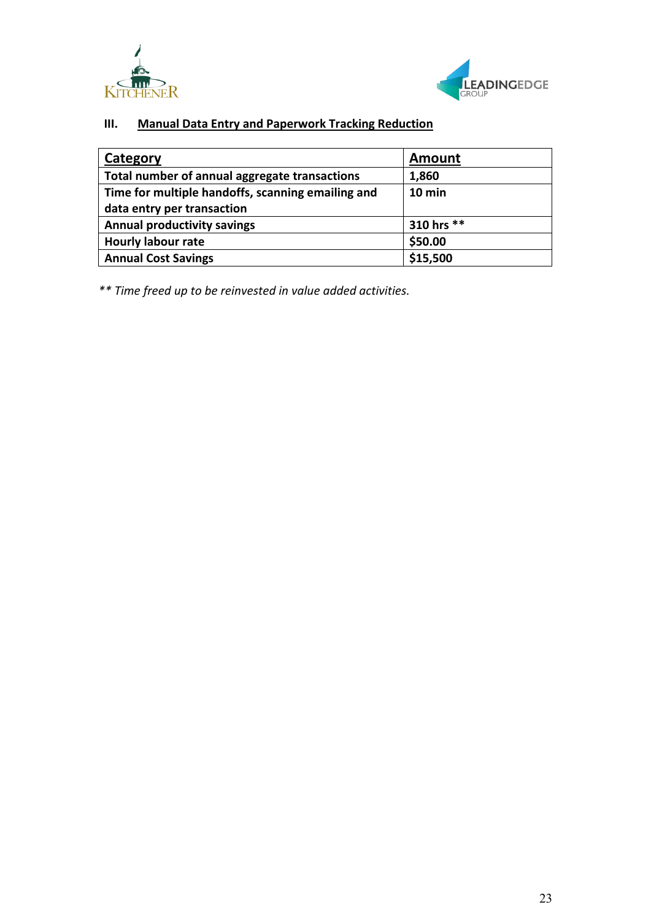## III. Manual Data Entry and Paperwork Tracking Reduction

| Category | Amount |
|---|---|
| Total number of annual aggregate transactions | 1,860 |
| Time for multiple handoffs, scanning emailing and data entry per transaction | 10 min |
| Annual productivity savings | 310 hrs ** |
| Hourly labour rate | $50.00 |
| Annual Cost Savings | $15,500 |

*** Time freed up to be reinvested in value added activities.*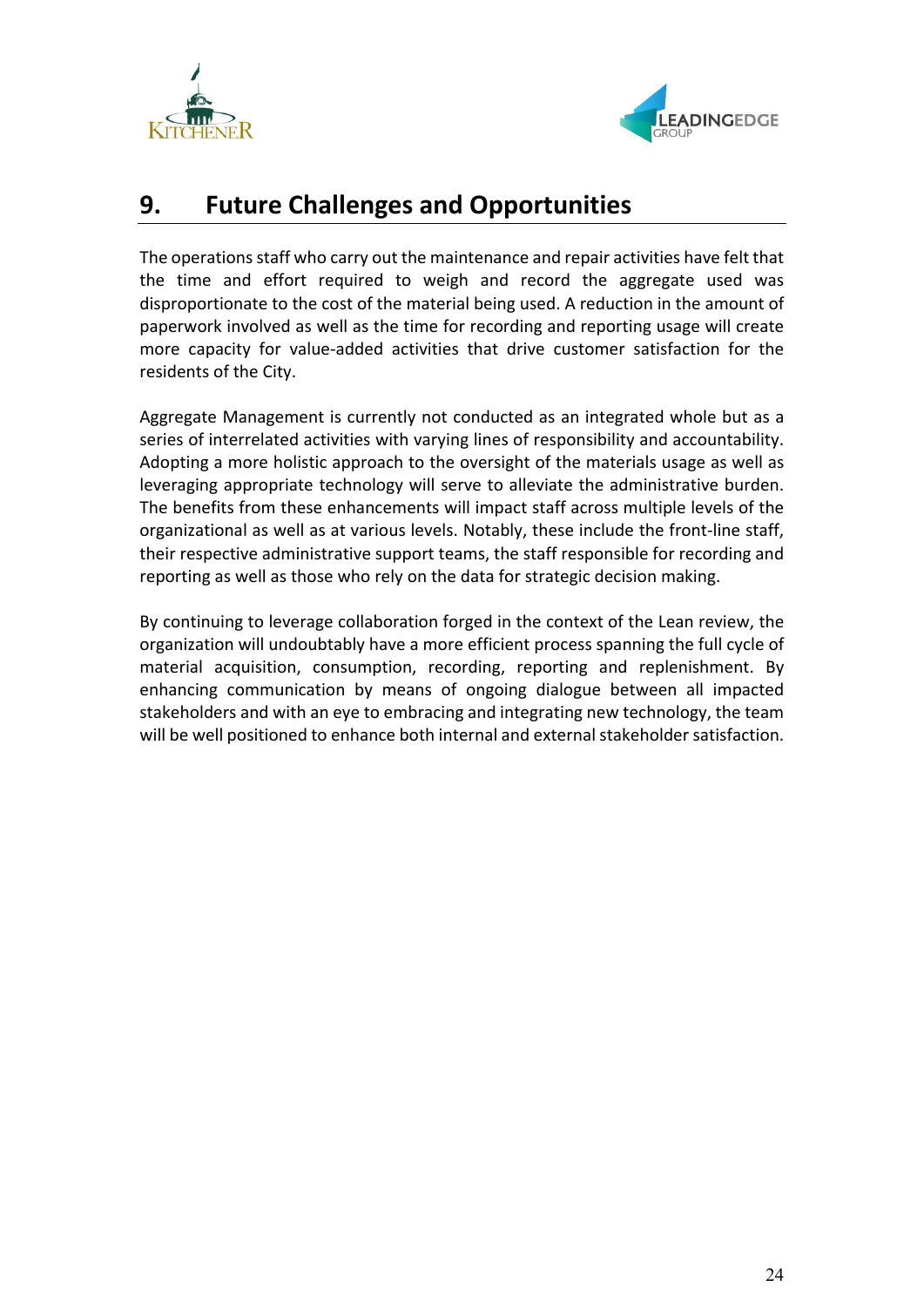# 9. Future Challenges and Opportunities

The operations staff who carry out the maintenance and repair activities have felt that the time and effort required to weigh and record the aggregate used was disproportionate to the cost of the material being used. A reduction in the amount of paperwork involved as well as the time for recording and reporting usage will create more capacity for value-added activities that drive customer satisfaction for the residents of the City.

Aggregate Management is currently not conducted as an integrated whole but as a series of interrelated activities with varying lines of responsibility and accountability. Adopting a more holistic approach to the oversight of the materials usage as well as leveraging appropriate technology will serve to alleviate the administrative burden. The benefits from these enhancements will impact staff across multiple levels of the organizational as well as at various levels. Notably, these include the front-line staff, their respective administrative support teams, the staff responsible for recording and reporting as well as those who rely on the data for strategic decision making.

By continuing to leverage collaboration forged in the context of the Lean review, the organization will undoubtably have a more efficient process spanning the full cycle of material acquisition, consumption, recording, reporting and replenishment. By enhancing communication by means of ongoing dialogue between all impacted stakeholders and with an eye to embracing and integrating new technology, the team will be well positioned to enhance both internal and external stakeholder satisfaction.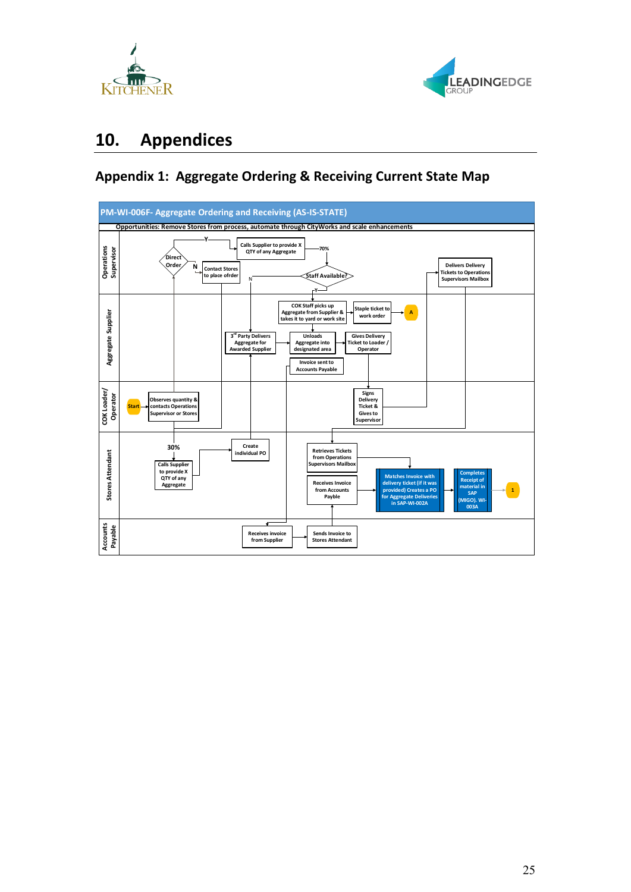# 10. Appendices

## Appendix 1: Aggregate Ordering & Receiving Current State Map

**PM-WI-006F- Aggregate Ordering and Receiving (AS-IS-STATE)**

Opportunities: Remove Stores from process, automate through CityWorks and scale enhancements

**Operations Supervisor**

- Direct Order? (Y / N)
- Calls Supplier to provide X QTY of any Aggregate
- 70%
- Contact Stores to place ofrder
- Staff Available? (Y / N)
- Delivers Delivery Tickets to Operations Supervisors Mailbox

**Aggregate Supplier**

- COK Staff picks up Aggregate from Supplier & takes it to yard or work site
- Staple ticket to work order
- A
- 3rd Party Delivers Aggregate for Awarded Supplier
- Unloads Aggregate into designated area
- Gives Delivery Ticket to Loader / Operator
- Invoice sent to Accounts Payable

**COK Loader/ Operator**

- Start
- Observes quantity & contacts Operations Supervisor or Stores
- Signs Delivery Ticket & Gives to Supervisor

**Stores Attendant**

- 30%
- Calls Supplier to provide X QTY of any Aggregate
- Create individual PO
- Retrieves Tickets from Operations Supervisors Mailbox
- Receives Invoice from Accounts Payble
- Matches Invoice with delivery ticket (if it was provided) Creates a PO for Aggregate Deliveries in SAP-WI-002A
- Completes Receipt of material in SAP (MIGO). WI-003A
- 1

**Accounts Payable**

- Receives invoice from Supplier
- Sends Invoice to Stores Attendant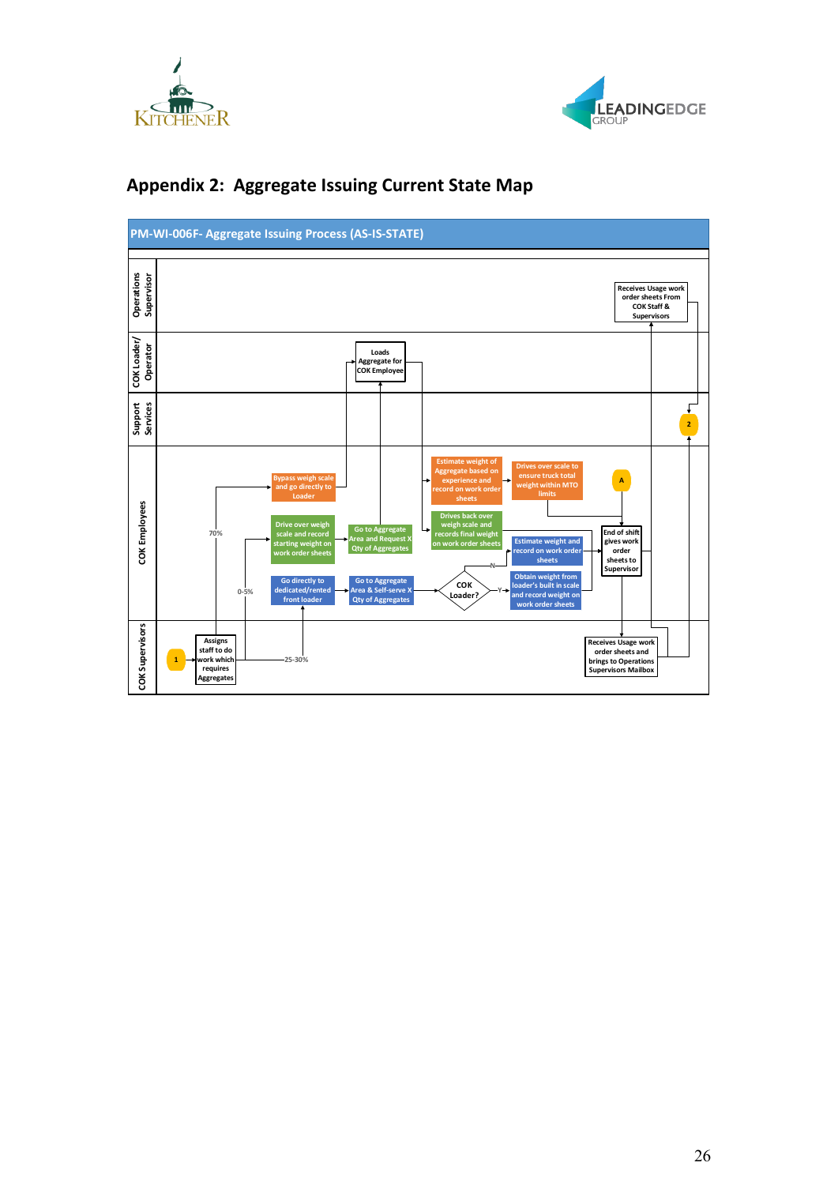## Appendix 2: Aggregate Issuing Current State Map

**PM-WI-006F- Aggregate Issuing Process (AS-IS-STATE)**

**Operations Supervisor**
- Receives Usage work order sheets From COK Staff & Supervisors

**COK Loader/ Operator**
- Loads Aggregate for COK Employee

**Support Services**
- 2

**COK Employees**
- Bypass weigh scale and go directly to Loader
- Drive over weigh scale and record starting weight on work order sheets
- Go to Aggregate Area and Request X Qty of Aggregates
- Go directly to dedicated/rented front loader
- Go to Aggregate Area & Self-serve X Qty of Aggregates
- Estimate weight of Aggregate based on experience and record on work order sheets
- Drives over scale to ensure truck total weight within MTO limits
- Drives back over weigh scale and records final weight on work order sheets
- COK Loader? (Y / N)
- Estimate weight and record on work order sheets
- Obtain weight from loader's built in scale and record weight on work order sheets
- A
- End of shift gives work order sheets to Supervisor
- 70%
- 0-5%

**COK Supervisors**
- 1
- Assigns staff to do work which requires Aggregates
- 25-30%
- Receives Usage work order sheets and brings to Operations Supervisors Mailbox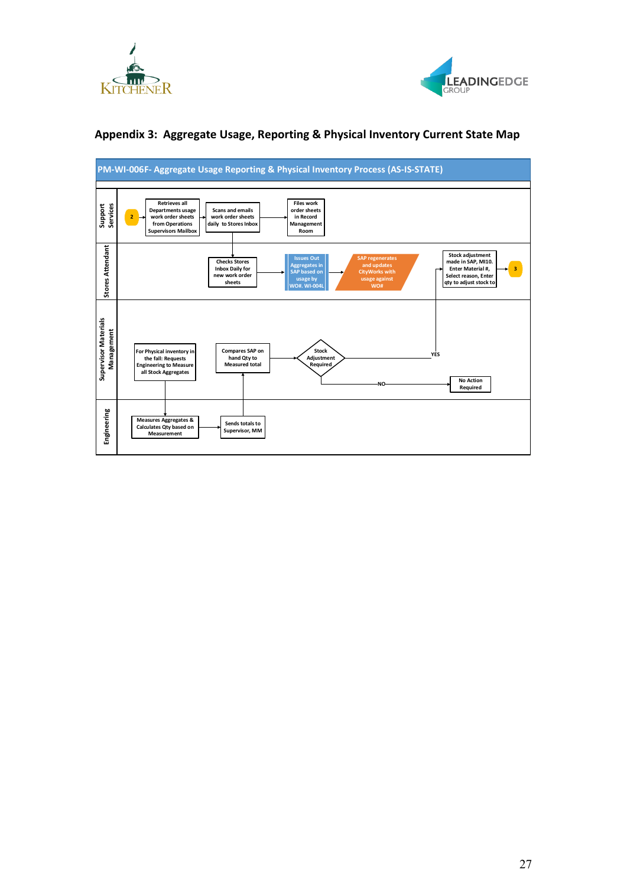## Appendix 3: Aggregate Usage, Reporting & Physical Inventory Current State Map

**PM-WI-006F- Aggregate Usage Reporting & Physical Inventory Process (AS-IS-STATE)**

**Support Services**

- 2
- Retrieves all Departments usage work order sheets from Operations Supervisors Mailbox
- Scans and emails work order sheets daily to Stores Inbox
- Files work order sheets in Record Management Room

**Stores Attendant**

- Checks Stores Inbox Daily for new work order sheets
- Issues Out Aggregates in SAP based on usage by WO#. WI-004L
- SAP regenerates and updates CityWorks with usage against WO#
- Stock adjustment made in SAP, MI10. Enter Material #, Select reason, Enter qty to adjust stock to
- 3

**Supervisor Materials Management**

- For Physical inventory in the fall: Requests Engineering to Measure all Stock Aggregates
- Compares SAP on hand Qty to Measured total
- Stock Adjustment Required
  - YES
  - NO → No Action Required

**Engineering**

- Measures Aggregates & Calculates Qty based on Measurement
- Sends totals to Supervisor, MM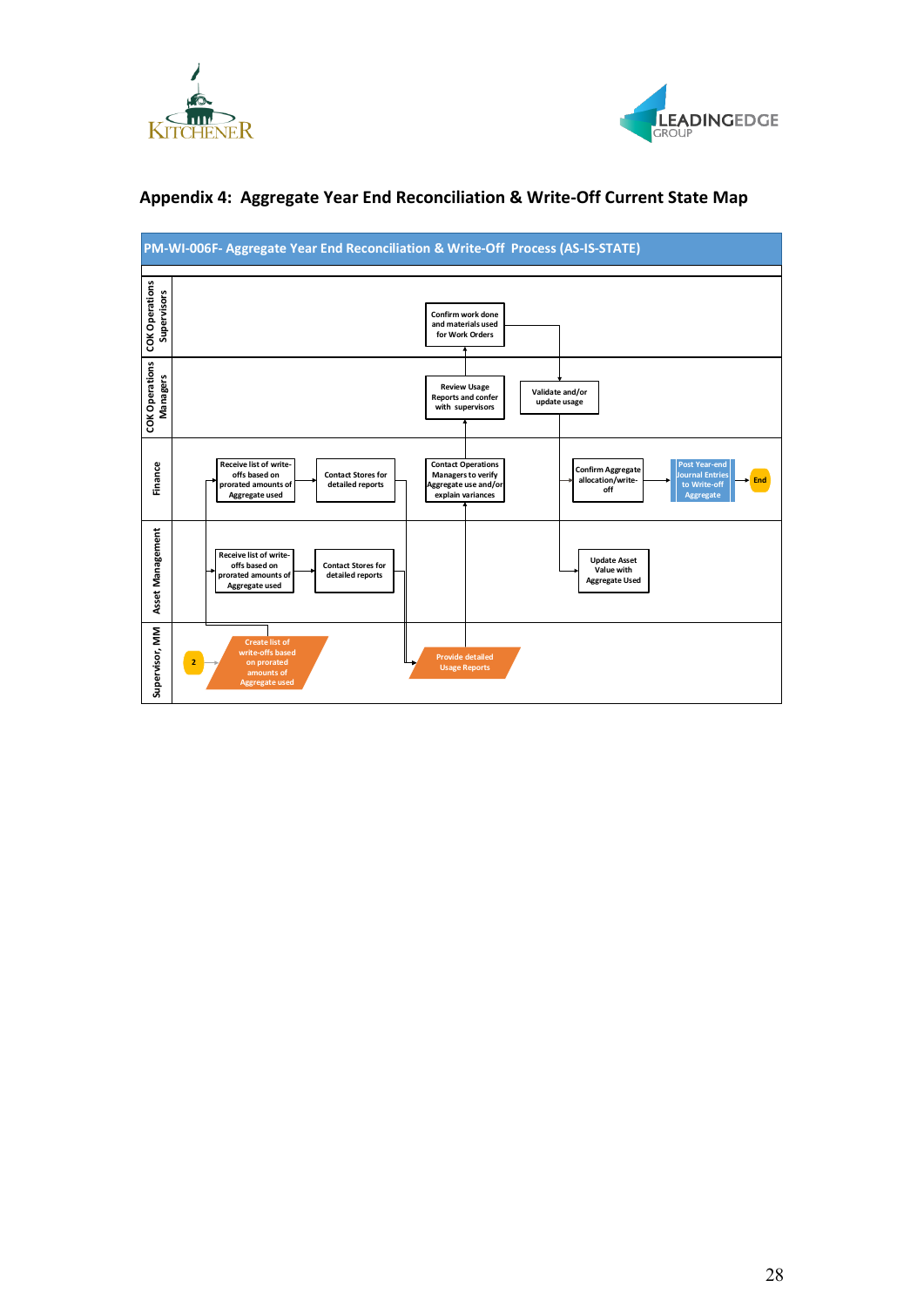## Appendix 4: Aggregate Year End Reconciliation & Write-Off Current State Map

**PM-WI-006F- Aggregate Year End Reconciliation & Write-Off Process (AS-IS-STATE)**

**COK Operations Supervisors**
- Confirm work done and materials used for Work Orders

**COK Operations Managers**
- Review Usage Reports and confer with supervisors
- Validate and/or update usage

**Finance**
- Receive list of write-offs based on prorated amounts of Aggregate used
- Contact Stores for detailed reports
- Contact Operations Managers to verify Aggregate use and/or explain variances
- Confirm Aggregate allocation/write-off
- Post Year-end Journal Entries to Write-off Aggregate
- End

**Asset Management**
- Receive list of write-offs based on prorated amounts of Aggregate used
- Contact Stores for detailed reports
- Update Asset Value with Aggregate Used

**Supervisor, MM**
- 2
- Create list of write-offs based on prorated amounts of Aggregate used
- Provide detailed Usage Reports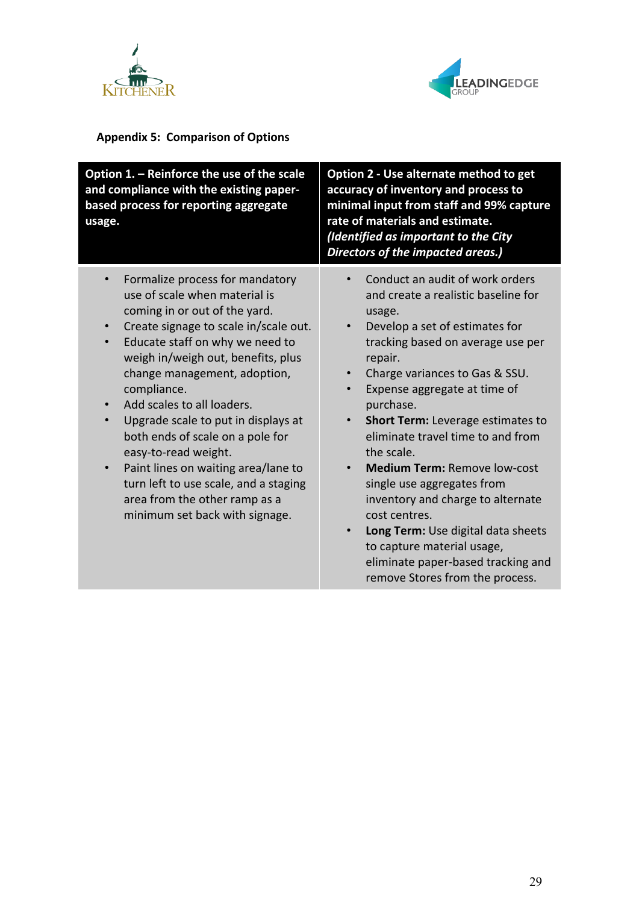**Appendix 5: Comparison of Options**

| Option 1. – Reinforce the use of the scale and compliance with the existing paper-based process for reporting aggregate usage. | Option 2 - Use alternate method to get accuracy of inventory and process to minimal input from staff and 99% capture rate of materials and estimate. *(Identified as important to the City Directors of the impacted areas.)* |
|---|---|
| • Formalize process for mandatory use of scale when material is coming in or out of the yard.<br>• Create signage to scale in/scale out.<br>• Educate staff on why we need to weigh in/weigh out, benefits, plus change management, adoption, compliance.<br>• Add scales to all loaders.<br>• Upgrade scale to put in displays at both ends of scale on a pole for easy-to-read weight.<br>• Paint lines on waiting area/lane to turn left to use scale, and a staging area from the other ramp as a minimum set back with signage. | • Conduct an audit of work orders and create a realistic baseline for usage.<br>• Develop a set of estimates for tracking based on average use per repair.<br>• Charge variances to Gas & SSU.<br>• Expense aggregate at time of purchase.<br>• **Short Term:** Leverage estimates to eliminate travel time to and from the scale.<br>• **Medium Term:** Remove low-cost single use aggregates from inventory and charge to alternate cost centres.<br>• **Long Term:** Use digital data sheets to capture material usage, eliminate paper-based tracking and remove Stores from the process. |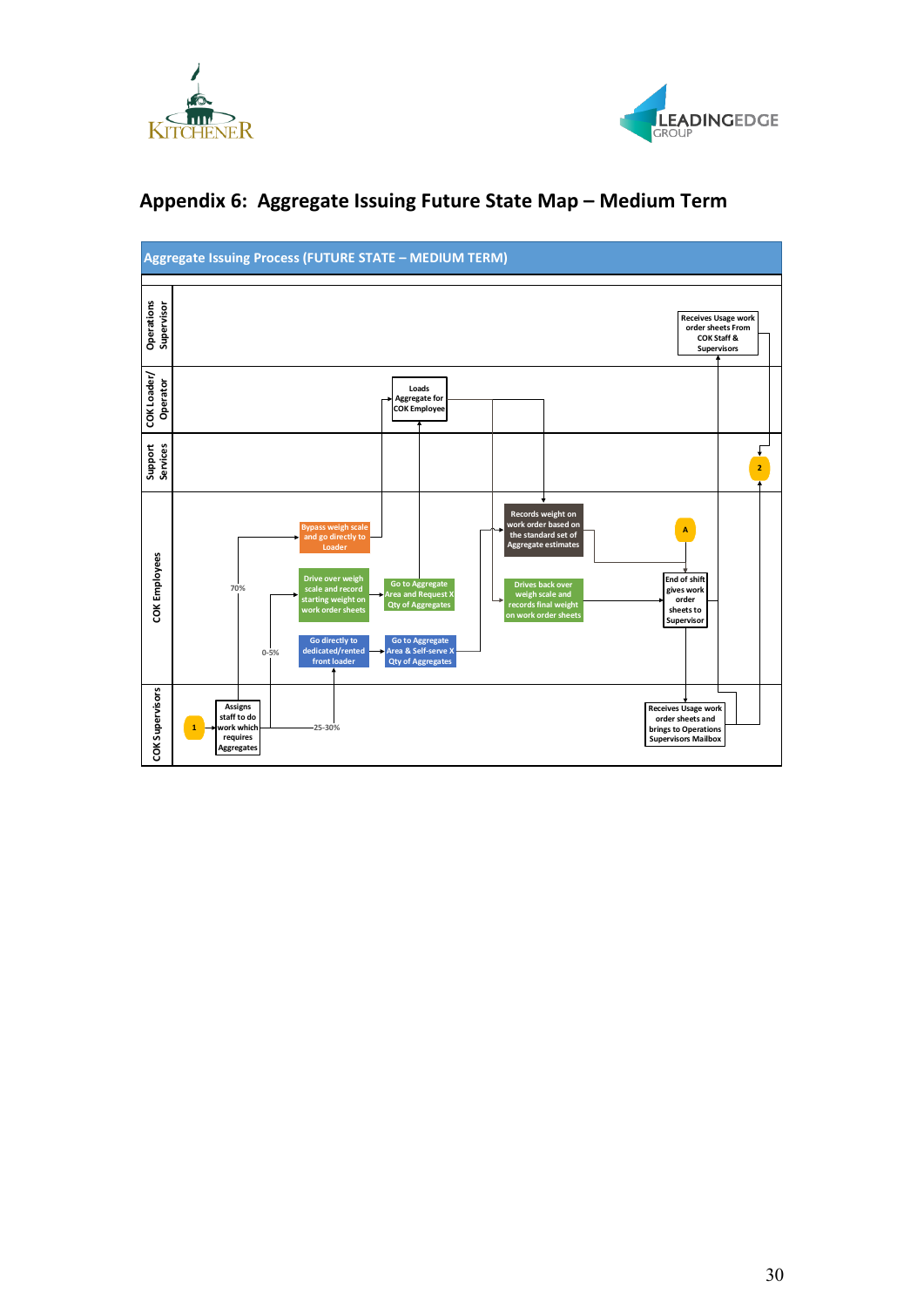## Appendix 6: Aggregate Issuing Future State Map – Medium Term

**Aggregate Issuing Process (FUTURE STATE – MEDIUM TERM)**

**Operations Supervisor**
- Receives Usage work order sheets From COK Staff & Supervisors

**COK Loader/ Operator**
- Loads Aggregate for COK Employee

**Support Services**
- 2

**COK Employees**
- Bypass weigh scale and go directly to Loader (70%)
- Drive over weigh scale and record starting weight on work order sheets
- Go to Aggregate Area and Request X Qty of Aggregates
- Go directly to dedicated/rented front loader (0-5%)
- Go to Aggregate Area & Self-serve X Qty of Aggregates
- Records weight on work order based on the standard set of Aggregate estimates
- Drives back over weigh scale and records final weight on work order sheets
- A
- End of shift gives work order sheets to Supervisor

**COK Supervisors**
- 1
- Assigns staff to do work which requires Aggregates (25-30%)
- Receives Usage work order sheets and brings to Operations Supervisors Mailbox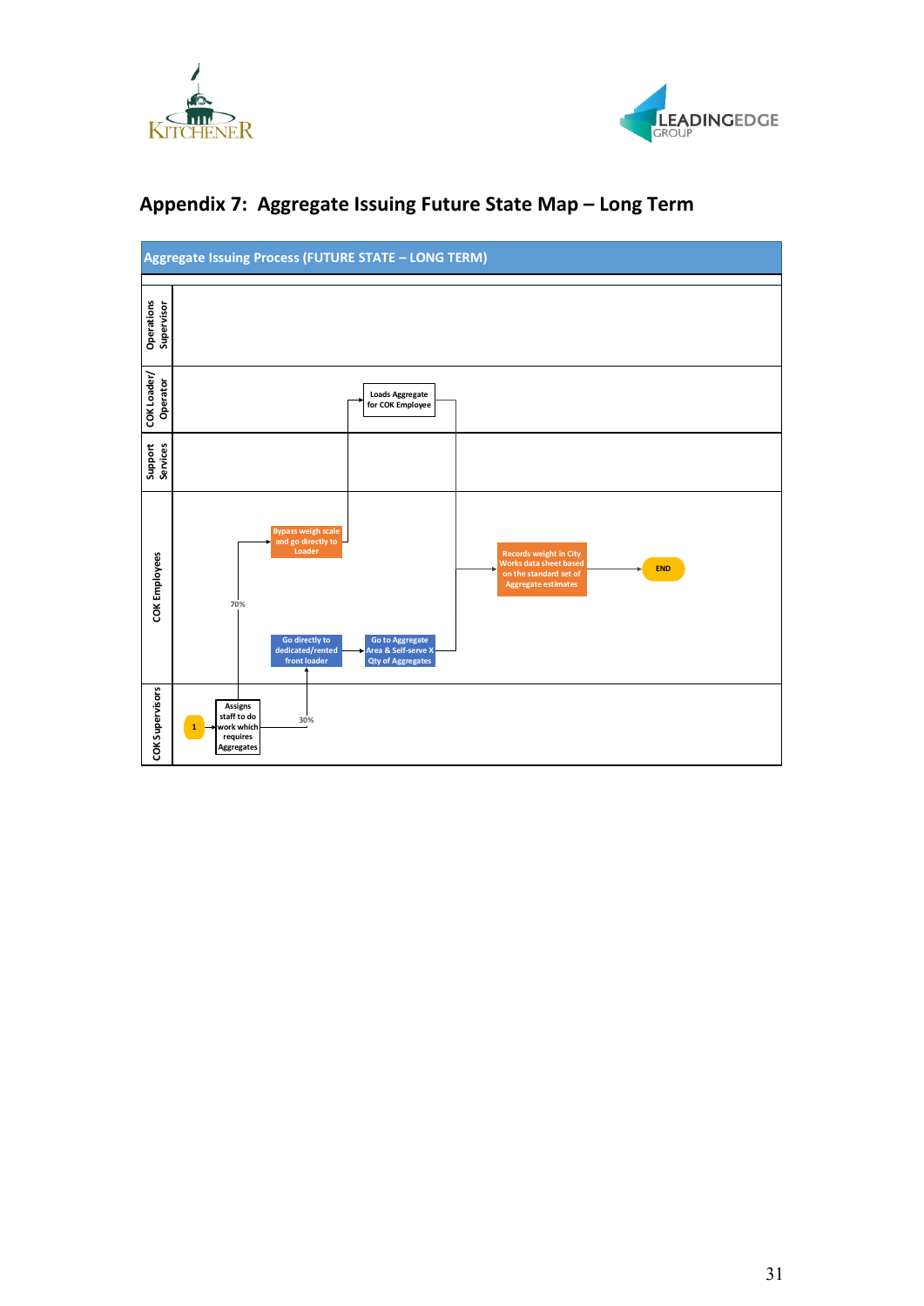## Appendix 7: Aggregate Issuing Future State Map – Long Term

Aggregate Issuing Process (FUTURE STATE – LONG TERM)

Operations Supervisor

COK Loader/ Operator

Loads Aggregate for COK Employee

Support Services

COK Employees

Bypass weigh scale and go directly to Loader

70%

Records weight in City Works data sheet based on the standard set of Aggregate estimates

END

Go directly to dedicated/rented front loader

Go to Aggregate Area & Self-serve X Qty of Aggregates

COK Supervisors

1

Assigns staff to do work which requires Aggregates

30%